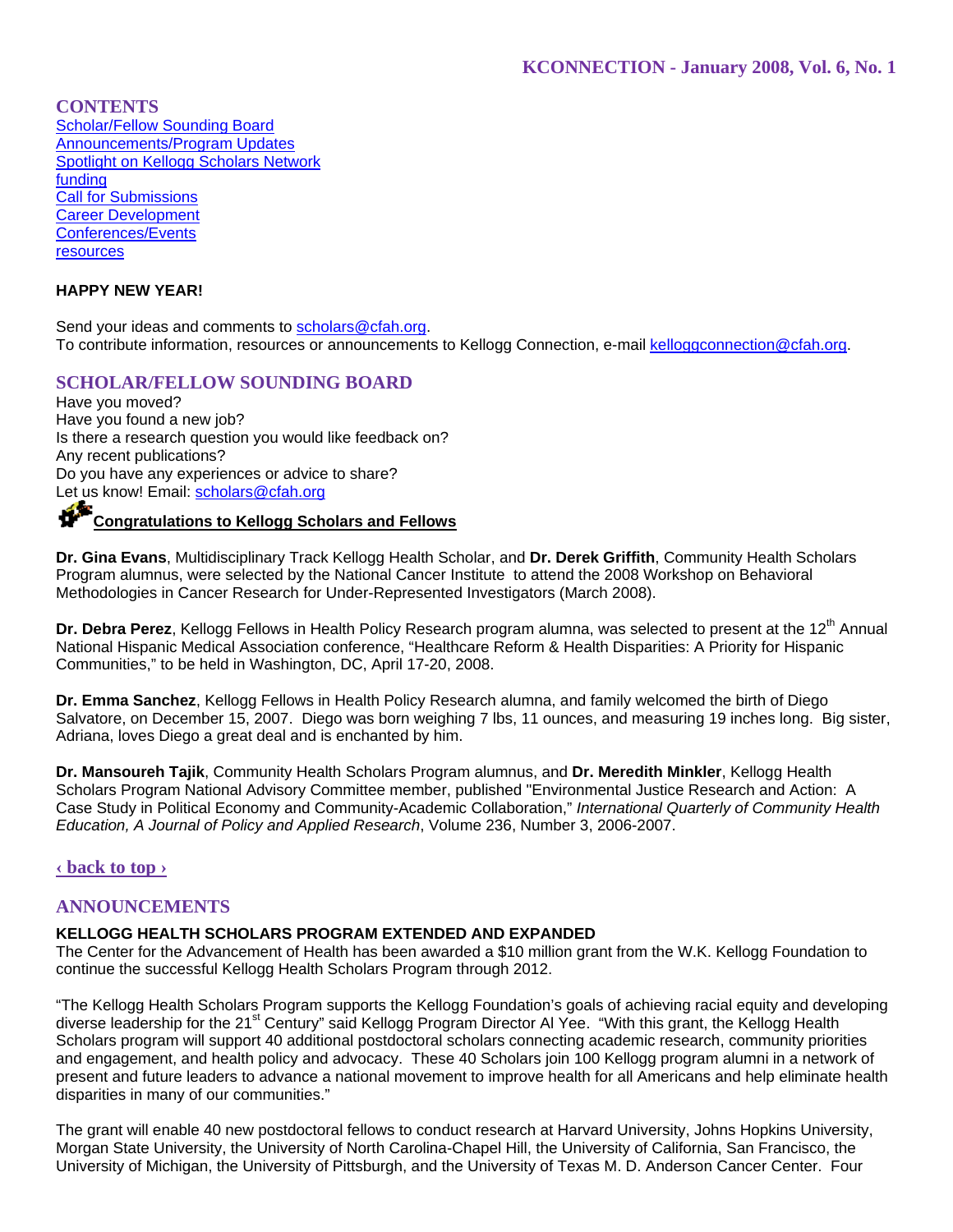# KCONNECTION - January 2008, Vol. 6, No. 1

## CONTENTS

[Scholar/Fellow Sounding Board](#)
[Announcements/Program Updates](#)
[Spotlight on Kellogg Scholars Network](#)
[funding](#)
[Call for Submissions](#)
[Career Development](#)
[Conferences/Events](#)
[resources](#)

**HAPPY NEW YEAR!**

Send your ideas and comments to scholars@cfah.org.
To contribute information, resources or announcements to Kellogg Connection, e-mail kelloggconnection@cfah.org.

## SCHOLAR/FELLOW SOUNDING BOARD

Have you moved?
Have you found a new job?
Is there a research question you would like feedback on?
Any recent publications?
Do you have any experiences or advice to share?
Let us know! Email: scholars@cfah.org

### Congratulations to Kellogg Scholars and Fellows

**Dr. Gina Evans**, Multidisciplinary Track Kellogg Health Scholar, and **Dr. Derek Griffith**, Community Health Scholars Program alumnus, were selected by the National Cancer Institute to attend the 2008 Workshop on Behavioral Methodologies in Cancer Research for Under-Represented Investigators (March 2008).

**Dr. Debra Perez**, Kellogg Fellows in Health Policy Research program alumna, was selected to present at the 12th Annual National Hispanic Medical Association conference, "Healthcare Reform & Health Disparities: A Priority for Hispanic Communities," to be held in Washington, DC, April 17-20, 2008.

**Dr. Emma Sanchez**, Kellogg Fellows in Health Policy Research alumna, and family welcomed the birth of Diego Salvatore, on December 15, 2007. Diego was born weighing 7 lbs, 11 ounces, and measuring 19 inches long. Big sister, Adriana, loves Diego a great deal and is enchanted by him.

**Dr. Mansoureh Tajik**, Community Health Scholars Program alumnus, and **Dr. Meredith Minkler**, Kellogg Health Scholars Program National Advisory Committee member, published "Environmental Justice Research and Action: A Case Study in Political Economy and Community-Academic Collaboration," *International Quarterly of Community Health Education, A Journal of Policy and Applied Research*, Volume 236, Number 3, 2006-2007.

[‹ back to top ›](#)

## ANNOUNCEMENTS

**KELLOGG HEALTH SCHOLARS PROGRAM EXTENDED AND EXPANDED**

The Center for the Advancement of Health has been awarded a $10 million grant from the W.K. Kellogg Foundation to continue the successful Kellogg Health Scholars Program through 2012.

"The Kellogg Health Scholars Program supports the Kellogg Foundation's goals of achieving racial equity and developing diverse leadership for the 21st Century" said Kellogg Program Director Al Yee. "With this grant, the Kellogg Health Scholars program will support 40 additional postdoctoral scholars connecting academic research, community priorities and engagement, and health policy and advocacy. These 40 Scholars join 100 Kellogg program alumni in a network of present and future leaders to advance a national movement to improve health for all Americans and help eliminate health disparities in many of our communities."

The grant will enable 40 new postdoctoral fellows to conduct research at Harvard University, Johns Hopkins University, Morgan State University, the University of North Carolina-Chapel Hill, the University of California, San Francisco, the University of Michigan, the University of Pittsburgh, and the University of Texas M. D. Anderson Cancer Center. Four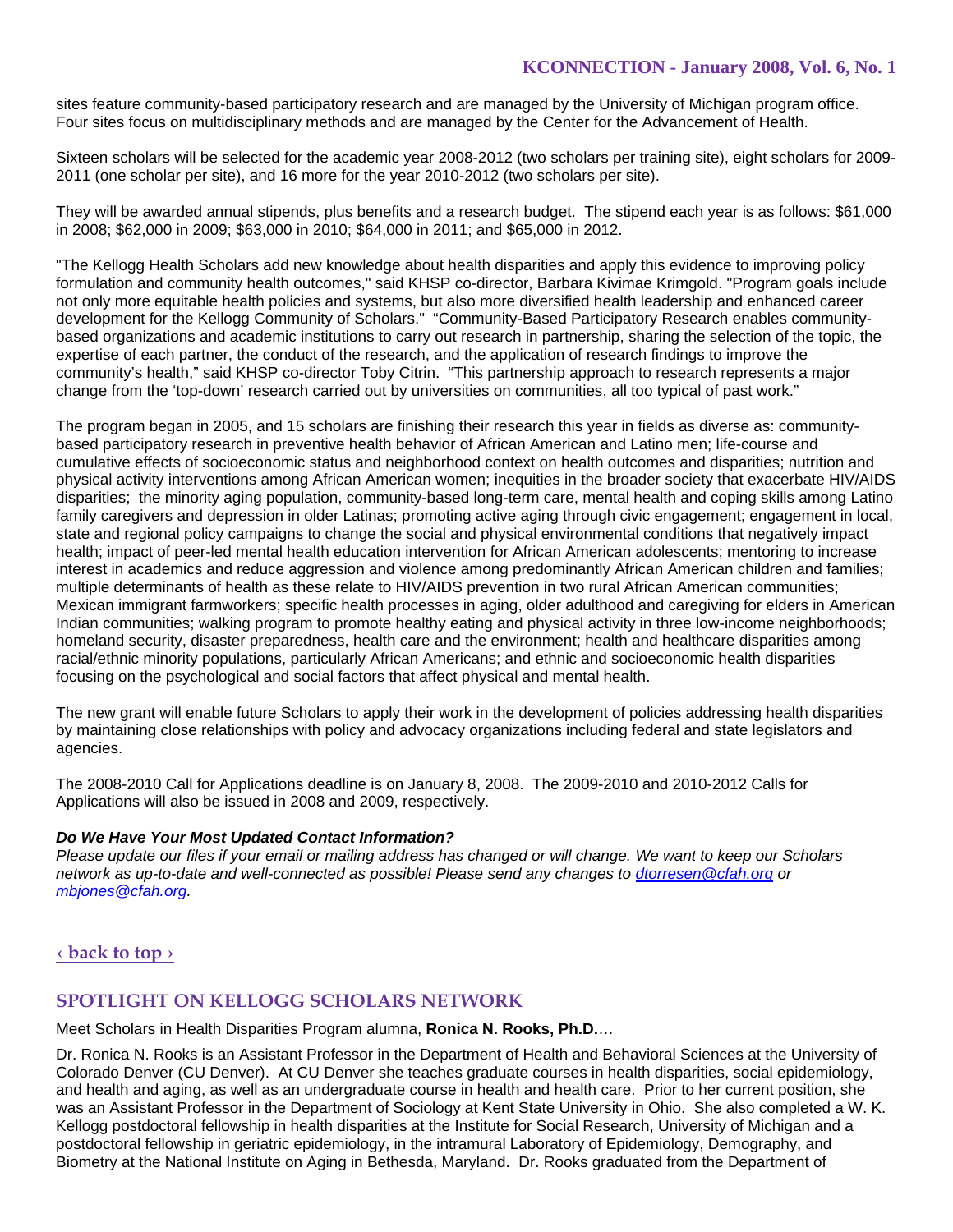sites feature community-based participatory research and are managed by the University of Michigan program office. Four sites focus on multidisciplinary methods and are managed by the Center for the Advancement of Health.

Sixteen scholars will be selected for the academic year 2008-2012 (two scholars per training site), eight scholars for 2009-2011 (one scholar per site), and 16 more for the year 2010-2012 (two scholars per site).

They will be awarded annual stipends, plus benefits and a research budget. The stipend each year is as follows: $61,000 in 2008; $62,000 in 2009; $63,000 in 2010; $64,000 in 2011; and $65,000 in 2012.

"The Kellogg Health Scholars add new knowledge about health disparities and apply this evidence to improving policy formulation and community health outcomes," said KHSP co-director, Barbara Kivimae Krimgold. "Program goals include not only more equitable health policies and systems, but also more diversified health leadership and enhanced career development for the Kellogg Community of Scholars." "Community-Based Participatory Research enables community-based organizations and academic institutions to carry out research in partnership, sharing the selection of the topic, the expertise of each partner, the conduct of the research, and the application of research findings to improve the community's health," said KHSP co-director Toby Citrin. "This partnership approach to research represents a major change from the 'top-down' research carried out by universities on communities, all too typical of past work."

The program began in 2005, and 15 scholars are finishing their research this year in fields as diverse as: community-based participatory research in preventive health behavior of African American and Latino men; life-course and cumulative effects of socioeconomic status and neighborhood context on health outcomes and disparities; nutrition and physical activity interventions among African American women; inequities in the broader society that exacerbate HIV/AIDS disparities; the minority aging population, community-based long-term care, mental health and coping skills among Latino family caregivers and depression in older Latinas; promoting active aging through civic engagement; engagement in local, state and regional policy campaigns to change the social and physical environmental conditions that negatively impact health; impact of peer-led mental health education intervention for African American adolescents; mentoring to increase interest in academics and reduce aggression and violence among predominantly African American children and families; multiple determinants of health as these relate to HIV/AIDS prevention in two rural African American communities; Mexican immigrant farmworkers; specific health processes in aging, older adulthood and caregiving for elders in American Indian communities; walking program to promote healthy eating and physical activity in three low-income neighborhoods; homeland security, disaster preparedness, health care and the environment; health and healthcare disparities among racial/ethnic minority populations, particularly African Americans; and ethnic and socioeconomic health disparities focusing on the psychological and social factors that affect physical and mental health.

The new grant will enable future Scholars to apply their work in the development of policies addressing health disparities by maintaining close relationships with policy and advocacy organizations including federal and state legislators and agencies.

The 2008-2010 Call for Applications deadline is on January 8, 2008. The 2009-2010 and 2010-2012 Calls for Applications will also be issued in 2008 and 2009, respectively.

***Do We Have Your Most Updated Contact Information?***
*Please update our files if your email or mailing address has changed or will change. We want to keep our Scholars network as up-to-date and well-connected as possible! Please send any changes to dtorresen@cfah.org or mbjones@cfah.org.*

‹ back to top ›

## SPOTLIGHT ON KELLOGG SCHOLARS NETWORK

Meet Scholars in Health Disparities Program alumna, **Ronica N. Rooks, Ph.D.**…

Dr. Ronica N. Rooks is an Assistant Professor in the Department of Health and Behavioral Sciences at the University of Colorado Denver (CU Denver). At CU Denver she teaches graduate courses in health disparities, social epidemiology, and health and aging, as well as an undergraduate course in health and health care. Prior to her current position, she was an Assistant Professor in the Department of Sociology at Kent State University in Ohio. She also completed a W. K. Kellogg postdoctoral fellowship in health disparities at the Institute for Social Research, University of Michigan and a postdoctoral fellowship in geriatric epidemiology, in the intramural Laboratory of Epidemiology, Demography, and Biometry at the National Institute on Aging in Bethesda, Maryland. Dr. Rooks graduated from the Department of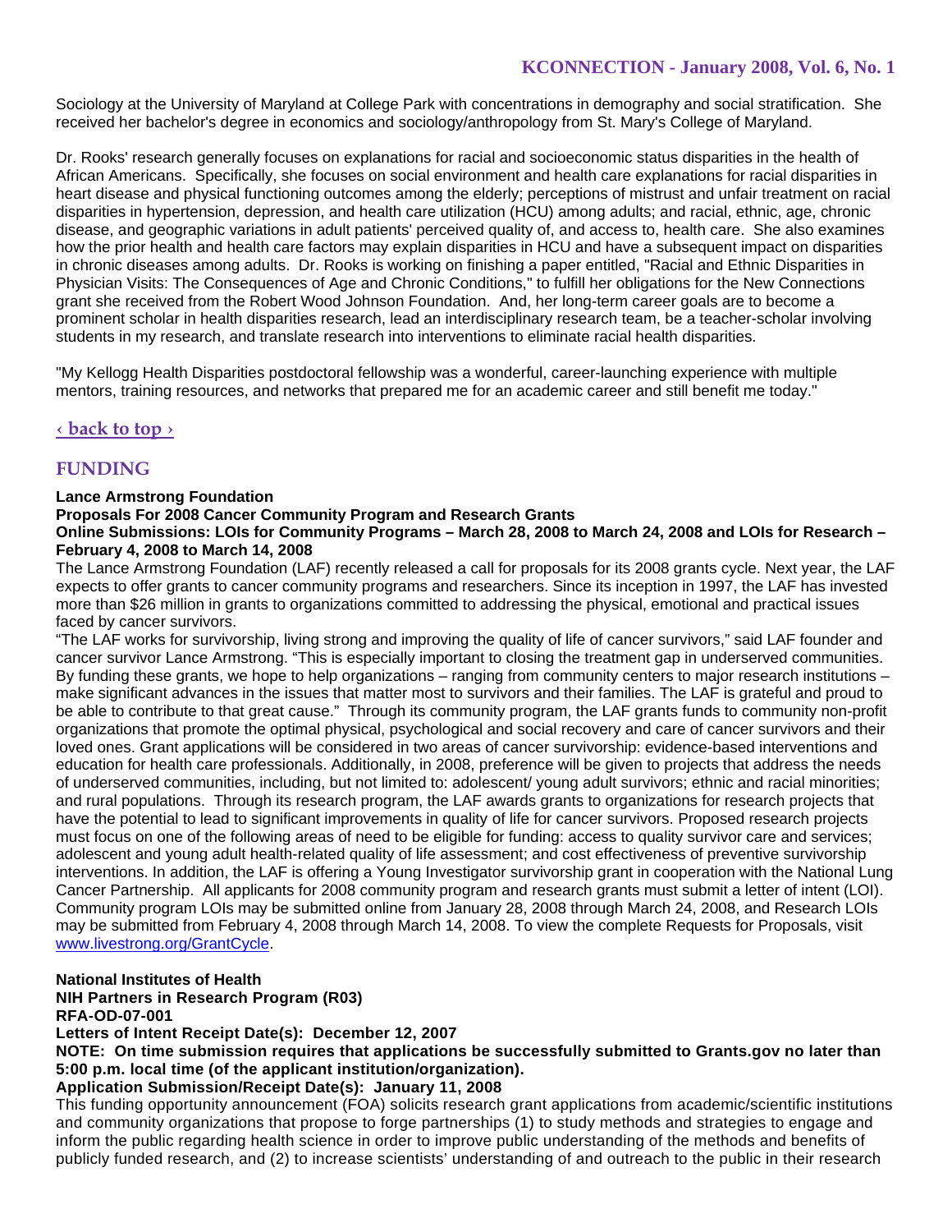Sociology at the University of Maryland at College Park with concentrations in demography and social stratification. She received her bachelor's degree in economics and sociology/anthropology from St. Mary's College of Maryland.

Dr. Rooks' research generally focuses on explanations for racial and socioeconomic status disparities in the health of African Americans. Specifically, she focuses on social environment and health care explanations for racial disparities in heart disease and physical functioning outcomes among the elderly; perceptions of mistrust and unfair treatment on racial disparities in hypertension, depression, and health care utilization (HCU) among adults; and racial, ethnic, age, chronic disease, and geographic variations in adult patients' perceived quality of, and access to, health care. She also examines how the prior health and health care factors may explain disparities in HCU and have a subsequent impact on disparities in chronic diseases among adults. Dr. Rooks is working on finishing a paper entitled, "Racial and Ethnic Disparities in Physician Visits: The Consequences of Age and Chronic Conditions," to fulfill her obligations for the New Connections grant she received from the Robert Wood Johnson Foundation. And, her long-term career goals are to become a prominent scholar in health disparities research, lead an interdisciplinary research team, be a teacher-scholar involving students in my research, and translate research into interventions to eliminate racial health disparities.

"My Kellogg Health Disparities postdoctoral fellowship was a wonderful, career-launching experience with multiple mentors, training resources, and networks that prepared me for an academic career and still benefit me today."

‹ back to top ›

## FUNDING

**Lance Armstrong Foundation**
**Proposals For 2008 Cancer Community Program and Research Grants**
**Online Submissions: LOIs for Community Programs – March 28, 2008 to March 24, 2008 and LOIs for Research – February 4, 2008 to March 14, 2008**

The Lance Armstrong Foundation (LAF) recently released a call for proposals for its 2008 grants cycle. Next year, the LAF expects to offer grants to cancer community programs and researchers. Since its inception in 1997, the LAF has invested more than $26 million in grants to organizations committed to addressing the physical, emotional and practical issues faced by cancer survivors.

"The LAF works for survivorship, living strong and improving the quality of life of cancer survivors," said LAF founder and cancer survivor Lance Armstrong. "This is especially important to closing the treatment gap in underserved communities. By funding these grants, we hope to help organizations – ranging from community centers to major research institutions – make significant advances in the issues that matter most to survivors and their families. The LAF is grateful and proud to be able to contribute to that great cause." Through its community program, the LAF grants funds to community non-profit organizations that promote the optimal physical, psychological and social recovery and care of cancer survivors and their loved ones. Grant applications will be considered in two areas of cancer survivorship: evidence-based interventions and education for health care professionals. Additionally, in 2008, preference will be given to projects that address the needs of underserved communities, including, but not limited to: adolescent/ young adult survivors; ethnic and racial minorities; and rural populations. Through its research program, the LAF awards grants to organizations for research projects that have the potential to lead to significant improvements in quality of life for cancer survivors. Proposed research projects must focus on one of the following areas of need to be eligible for funding: access to quality survivor care and services; adolescent and young adult health-related quality of life assessment; and cost effectiveness of preventive survivorship interventions. In addition, the LAF is offering a Young Investigator survivorship grant in cooperation with the National Lung Cancer Partnership. All applicants for 2008 community program and research grants must submit a letter of intent (LOI). Community program LOIs may be submitted online from January 28, 2008 through March 24, 2008, and Research LOIs may be submitted from February 4, 2008 through March 14, 2008. To view the complete Requests for Proposals, visit www.livestrong.org/GrantCycle.

**National Institutes of Health**
**NIH Partners in Research Program (R03)**
**RFA-OD-07-001**
**Letters of Intent Receipt Date(s): December 12, 2007**
**NOTE: On time submission requires that applications be successfully submitted to Grants.gov no later than 5:00 p.m. local time (of the applicant institution/organization).**
**Application Submission/Receipt Date(s): January 11, 2008**

This funding opportunity announcement (FOA) solicits research grant applications from academic/scientific institutions and community organizations that propose to forge partnerships (1) to study methods and strategies to engage and inform the public regarding health science in order to improve public understanding of the methods and benefits of publicly funded research, and (2) to increase scientists' understanding of and outreach to the public in their research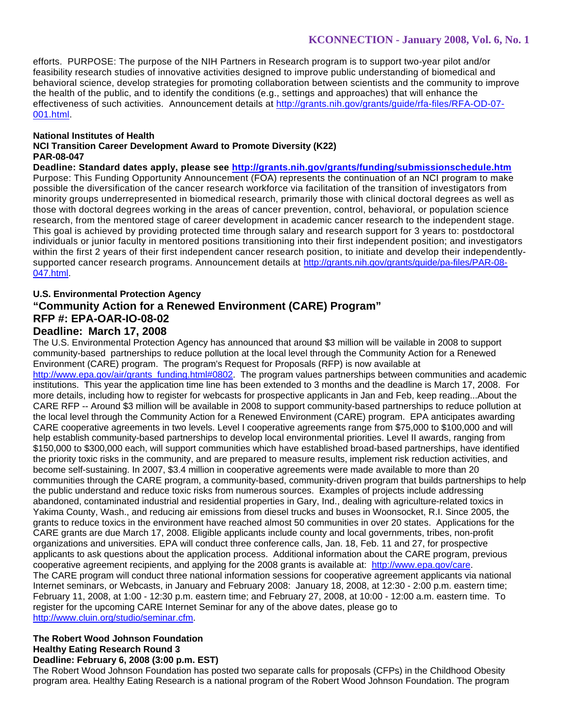efforts. PURPOSE: The purpose of the NIH Partners in Research program is to support two-year pilot and/or feasibility research studies of innovative activities designed to improve public understanding of biomedical and behavioral science, develop strategies for promoting collaboration between scientists and the community to improve the health of the public, and to identify the conditions (e.g., settings and approaches) that will enhance the effectiveness of such activities. Announcement details at http://grants.nih.gov/grants/guide/rfa-files/RFA-OD-07-001.html.

**National Institutes of Health**
**NCI Transition Career Development Award to Promote Diversity (K22)**
**PAR-08-047**
**Deadline: Standard dates apply, please see http://grants.nih.gov/grants/funding/submissionschedule.htm**

Purpose: This Funding Opportunity Announcement (FOA) represents the continuation of an NCI program to make possible the diversification of the cancer research workforce via facilitation of the transition of investigators from minority groups underrepresented in biomedical research, primarily those with clinical doctoral degrees as well as those with doctoral degrees working in the areas of cancer prevention, control, behavioral, or population science research, from the mentored stage of career development in academic cancer research to the independent stage. This goal is achieved by providing protected time through salary and research support for 3 years to: postdoctoral individuals or junior faculty in mentored positions transitioning into their first independent position; and investigators within the first 2 years of their first independent cancer research position, to initiate and develop their independently-supported cancer research programs. Announcement details at http://grants.nih.gov/grants/guide/pa-files/PAR-08-047.html.

**U.S. Environmental Protection Agency**
## "Community Action for a Renewed Environment (CARE) Program"
## RFP #: EPA-OAR-IO-08-02
## Deadline: March 17, 2008

The U.S. Environmental Protection Agency has announced that around $3 million will be vailable in 2008 to support community-based partnerships to reduce pollution at the local level through the Community Action for a Renewed Environment (CARE) program. The program's Request for Proposals (RFP) is now available at http://www.epa.gov/air/grants_funding.html#0802. The program values partnerships between communities and academic institutions. This year the application time line has been extended to 3 months and the deadline is March 17, 2008. For more details, including how to register for webcasts for prospective applicants in Jan and Feb, keep reading...About the CARE RFP -- Around $3 million will be available in 2008 to support community-based partnerships to reduce pollution at the local level through the Community Action for a Renewed Environment (CARE) program. EPA anticipates awarding CARE cooperative agreements in two levels. Level I cooperative agreements range from $75,000 to $100,000 and will help establish community-based partnerships to develop local environmental priorities. Level II awards, ranging from $150,000 to $300,000 each, will support communities which have established broad-based partnerships, have identified the priority toxic risks in the community, and are prepared to measure results, implement risk reduction activities, and become self-sustaining. In 2007, $3.4 million in cooperative agreements were made available to more than 20 communities through the CARE program, a community-based, community-driven program that builds partnerships to help the public understand and reduce toxic risks from numerous sources. Examples of projects include addressing abandoned, contaminated industrial and residential properties in Gary, Ind., dealing with agriculture-related toxics in Yakima County, Wash., and reducing air emissions from diesel trucks and buses in Woonsocket, R.I. Since 2005, the grants to reduce toxics in the environment have reached almost 50 communities in over 20 states. Applications for the CARE grants are due March 17, 2008. Eligible applicants include county and local governments, tribes, non-profit organizations and universities. EPA will conduct three conference calls, Jan. 18, Feb. 11 and 27, for prospective applicants to ask questions about the application process. Additional information about the CARE program, previous cooperative agreement recipients, and applying for the 2008 grants is available at: http://www.epa.gov/care.
The CARE program will conduct three national information sessions for cooperative agreement applicants via national Internet seminars, or Webcasts, in January and February 2008: January 18, 2008, at 12:30 - 2:00 p.m. eastern time; February 11, 2008, at 1:00 - 12:30 p.m. eastern time; and February 27, 2008, at 10:00 - 12:00 a.m. eastern time. To register for the upcoming CARE Internet Seminar for any of the above dates, please go to http://www.cluin.org/studio/seminar.cfm.

**The Robert Wood Johnson Foundation**
**Healthy Eating Research Round 3**
**Deadline: February 6, 2008 (3:00 p.m. EST)**

The Robert Wood Johnson Foundation has posted two separate calls for proposals (CFPs) in the Childhood Obesity program area. Healthy Eating Research is a national program of the Robert Wood Johnson Foundation. The program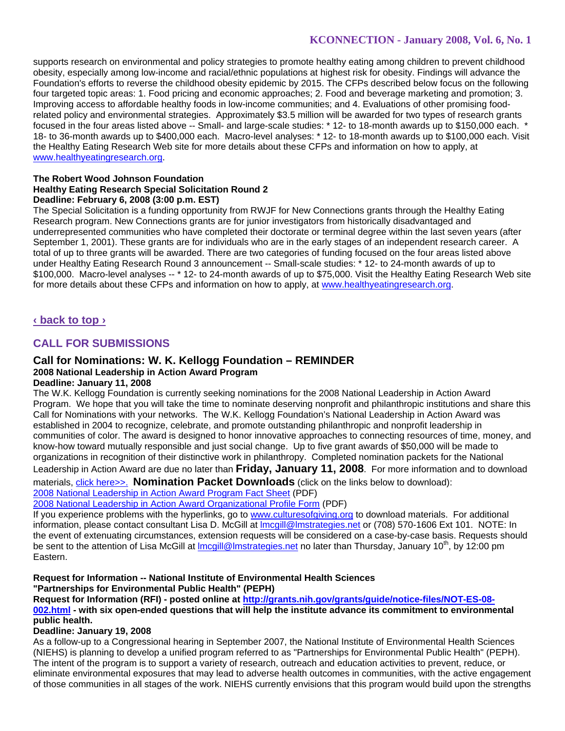supports research on environmental and policy strategies to promote healthy eating among children to prevent childhood obesity, especially among low-income and racial/ethnic populations at highest risk for obesity. Findings will advance the Foundation's efforts to reverse the childhood obesity epidemic by 2015. The CFPs described below focus on the following four targeted topic areas: 1. Food pricing and economic approaches; 2. Food and beverage marketing and promotion; 3. Improving access to affordable healthy foods in low-income communities; and 4. Evaluations of other promising food-related policy and environmental strategies. Approximately $3.5 million will be awarded for two types of research grants focused in the four areas listed above -- Small- and large-scale studies: * 12- to 18-month awards up to $150,000 each. * 18- to 36-month awards up to $400,000 each. Macro-level analyses: * 12- to 18-month awards up to $100,000 each. Visit the Healthy Eating Research Web site for more details about these CFPs and information on how to apply, at [www.healthyeatingresearch.org](http://www.healthyeatingresearch.org).

**The Robert Wood Johnson Foundation**
**Healthy Eating Research Special Solicitation Round 2**
**Deadline: February 6, 2008 (3:00 p.m. EST)**

The Special Solicitation is a funding opportunity from RWJF for New Connections grants through the Healthy Eating Research program. New Connections grants are for junior investigators from historically disadvantaged and underrepresented communities who have completed their doctorate or terminal degree within the last seven years (after September 1, 2001). These grants are for individuals who are in the early stages of an independent research career. A total of up to three grants will be awarded. There are two categories of funding focused on the four areas listed above under Healthy Eating Research Round 3 announcement -- Small-scale studies: * 12- to 24-month awards of up to $100,000. Macro-level analyses -- * 12- to 24-month awards of up to $75,000. Visit the Healthy Eating Research Web site for more details about these CFPs and information on how to apply, at [www.healthyeatingresearch.org](http://www.healthyeatingresearch.org).

**‹ back to top ›**

## CALL FOR SUBMISSIONS

### Call for Nominations: W. K. Kellogg Foundation – REMINDER

**2008 National Leadership in Action Award Program**
**Deadline: January 11, 2008**

The W.K. Kellogg Foundation is currently seeking nominations for the 2008 National Leadership in Action Award Program. We hope that you will take the time to nominate deserving nonprofit and philanthropic institutions and share this Call for Nominations with your networks. The W.K. Kellogg Foundation's National Leadership in Action Award was established in 2004 to recognize, celebrate, and promote outstanding philanthropic and nonprofit leadership in communities of color. The award is designed to honor innovative approaches to connecting resources of time, money, and know-how toward mutually responsible and just social change. Up to five grant awards of $50,000 will be made to organizations in recognition of their distinctive work in philanthropy. Completed nomination packets for the National Leadership in Action Award are due no later than **Friday, January 11, 2008**. For more information and to download materials, click here>>. **Nomination Packet Downloads** (click on the links below to download):

2008 National Leadership in Action Award Program Fact Sheet (PDF)
2008 National Leadership in Action Award Organizational Profile Form (PDF)

If you experience problems with the hyperlinks, go to [www.culturesofgiving.org](http://www.culturesofgiving.org) to download materials. For additional information, please contact consultant Lisa D. McGill at lmcgill@lmstrategies.net or (708) 570-1606 Ext 101. NOTE: In the event of extenuating circumstances, extension requests will be considered on a case-by-case basis. Requests should be sent to the attention of Lisa McGill at lmcgill@lmstrategies.net no later than Thursday, January 10th, by 12:00 pm Eastern.

**Request for Information -- National Institute of Environmental Health Sciences**
**"Partnerships for Environmental Public Health" (PEPH)**
**Request for Information (RFI) - posted online at [http://grants.nih.gov/grants/guide/notice-files/NOT-ES-08-002.html](http://grants.nih.gov/grants/guide/notice-files/NOT-ES-08-002.html) - with six open-ended questions that will help the institute advance its commitment to environmental public health.**
**Deadline: January 19, 2008**

As a follow-up to a Congressional hearing in September 2007, the National Institute of Environmental Health Sciences (NIEHS) is planning to develop a unified program referred to as "Partnerships for Environmental Public Health" (PEPH). The intent of the program is to support a variety of research, outreach and education activities to prevent, reduce, or eliminate environmental exposures that may lead to adverse health outcomes in communities, with the active engagement of those communities in all stages of the work. NIEHS currently envisions that this program would build upon the strengths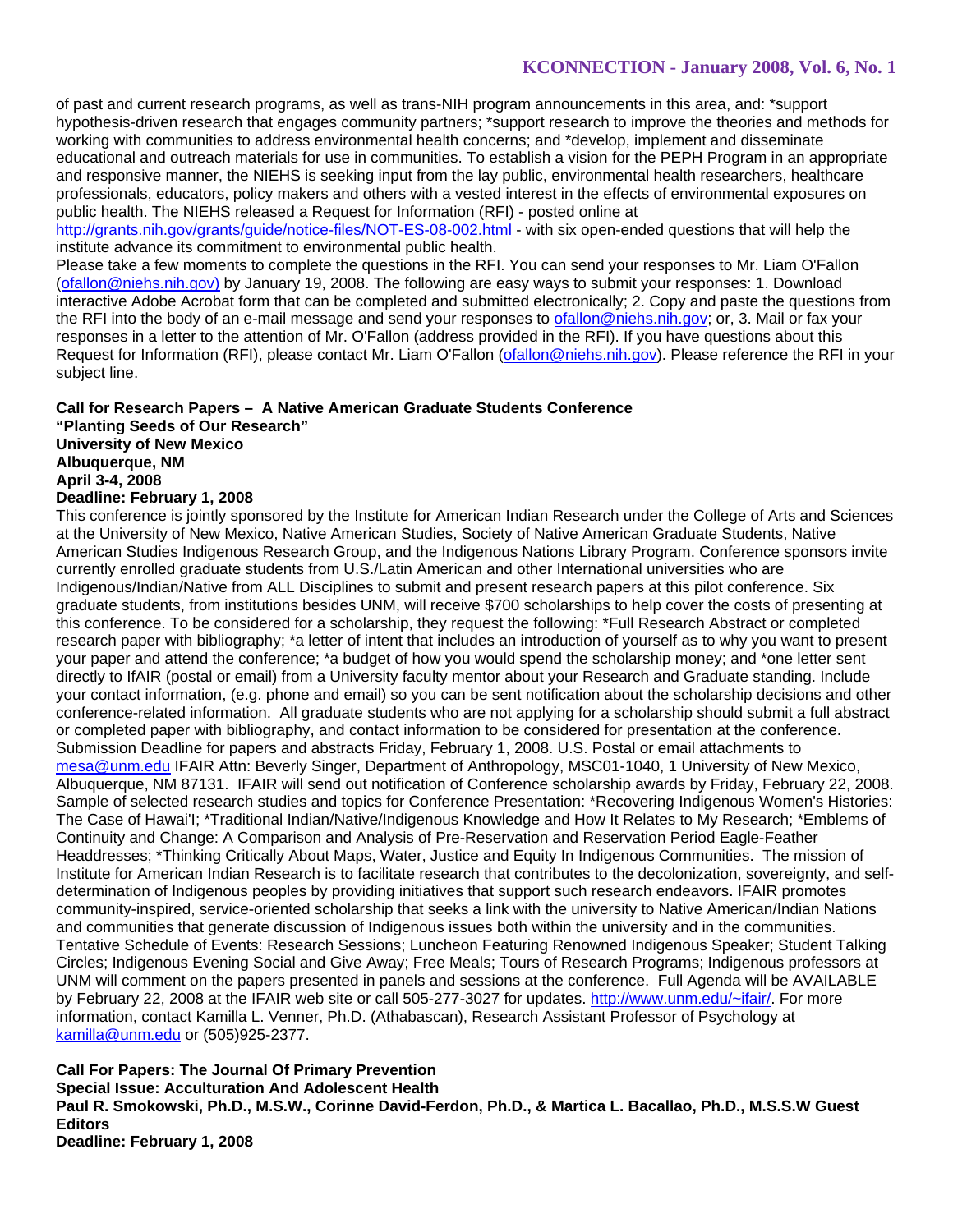of past and current research programs, as well as trans-NIH program announcements in this area, and: *support hypothesis-driven research that engages community partners; *support research to improve the theories and methods for working with communities to address environmental health concerns; and *develop, implement and disseminate educational and outreach materials for use in communities. To establish a vision for the PEPH Program in an appropriate and responsive manner, the NIEHS is seeking input from the lay public, environmental health researchers, healthcare professionals, educators, policy makers and others with a vested interest in the effects of environmental exposures on public health. The NIEHS released a Request for Information (RFI) - posted online at http://grants.nih.gov/grants/guide/notice-files/NOT-ES-08-002.html - with six open-ended questions that will help the institute advance its commitment to environmental public health.

Please take a few moments to complete the questions in the RFI. You can send your responses to Mr. Liam O'Fallon (ofallon@niehs.nih.gov) by January 19, 2008. The following are easy ways to submit your responses: 1. Download interactive Adobe Acrobat form that can be completed and submitted electronically; 2. Copy and paste the questions from the RFI into the body of an e-mail message and send your responses to ofallon@niehs.nih.gov; or, 3. Mail or fax your responses in a letter to the attention of Mr. O'Fallon (address provided in the RFI). If you have questions about this Request for Information (RFI), please contact Mr. Liam O'Fallon (ofallon@niehs.nih.gov). Please reference the RFI in your subject line.

**Call for Research Papers – A Native American Graduate Students Conference**
**"Planting Seeds of Our Research"**
**University of New Mexico**
**Albuquerque, NM**
**April 3-4, 2008**
**Deadline: February 1, 2008**

This conference is jointly sponsored by the Institute for American Indian Research under the College of Arts and Sciences at the University of New Mexico, Native American Studies, Society of Native American Graduate Students, Native American Studies Indigenous Research Group, and the Indigenous Nations Library Program. Conference sponsors invite currently enrolled graduate students from U.S./Latin American and other International universities who are Indigenous/Indian/Native from ALL Disciplines to submit and present research papers at this pilot conference. Six graduate students, from institutions besides UNM, will receive $700 scholarships to help cover the costs of presenting at this conference. To be considered for a scholarship, they request the following: *Full Research Abstract or completed research paper with bibliography; *a letter of intent that includes an introduction of yourself as to why you want to present your paper and attend the conference; *a budget of how you would spend the scholarship money; and *one letter sent directly to IfAIR (postal or email) from a University faculty mentor about your Research and Graduate standing. Include your contact information, (e.g. phone and email) so you can be sent notification about the scholarship decisions and other conference-related information. All graduate students who are not applying for a scholarship should submit a full abstract or completed paper with bibliography, and contact information to be considered for presentation at the conference. Submission Deadline for papers and abstracts Friday, February 1, 2008. U.S. Postal or email attachments to mesa@unm.edu IFAIR Attn: Beverly Singer, Department of Anthropology, MSC01-1040, 1 University of New Mexico, Albuquerque, NM 87131. IFAIR will send out notification of Conference scholarship awards by Friday, February 22, 2008. Sample of selected research studies and topics for Conference Presentation: *Recovering Indigenous Women's Histories: The Case of Hawai'I; *Traditional Indian/Native/Indigenous Knowledge and How It Relates to My Research; *Emblems of Continuity and Change: A Comparison and Analysis of Pre-Reservation and Reservation Period Eagle-Feather Headdresses; *Thinking Critically About Maps, Water, Justice and Equity In Indigenous Communities. The mission of Institute for American Indian Research is to facilitate research that contributes to the decolonization, sovereignty, and self-determination of Indigenous peoples by providing initiatives that support such research endeavors. IFAIR promotes community-inspired, service-oriented scholarship that seeks a link with the university to Native American/Indian Nations and communities that generate discussion of Indigenous issues both within the university and in the communities. Tentative Schedule of Events: Research Sessions; Luncheon Featuring Renowned Indigenous Speaker; Student Talking Circles; Indigenous Evening Social and Give Away; Free Meals; Tours of Research Programs; Indigenous professors at UNM will comment on the papers presented in panels and sessions at the conference. Full Agenda will be AVAILABLE by February 22, 2008 at the IFAIR web site or call 505-277-3027 for updates. http://www.unm.edu/~ifair/. For more information, contact Kamilla L. Venner, Ph.D. (Athabascan), Research Assistant Professor of Psychology at kamilla@unm.edu or (505)925-2377.

**Call For Papers: The Journal Of Primary Prevention**
**Special Issue: Acculturation And Adolescent Health**
**Paul R. Smokowski, Ph.D., M.S.W., Corinne David-Ferdon, Ph.D., & Martica L. Bacallao, Ph.D., M.S.S.W Guest Editors**
**Deadline: February 1, 2008**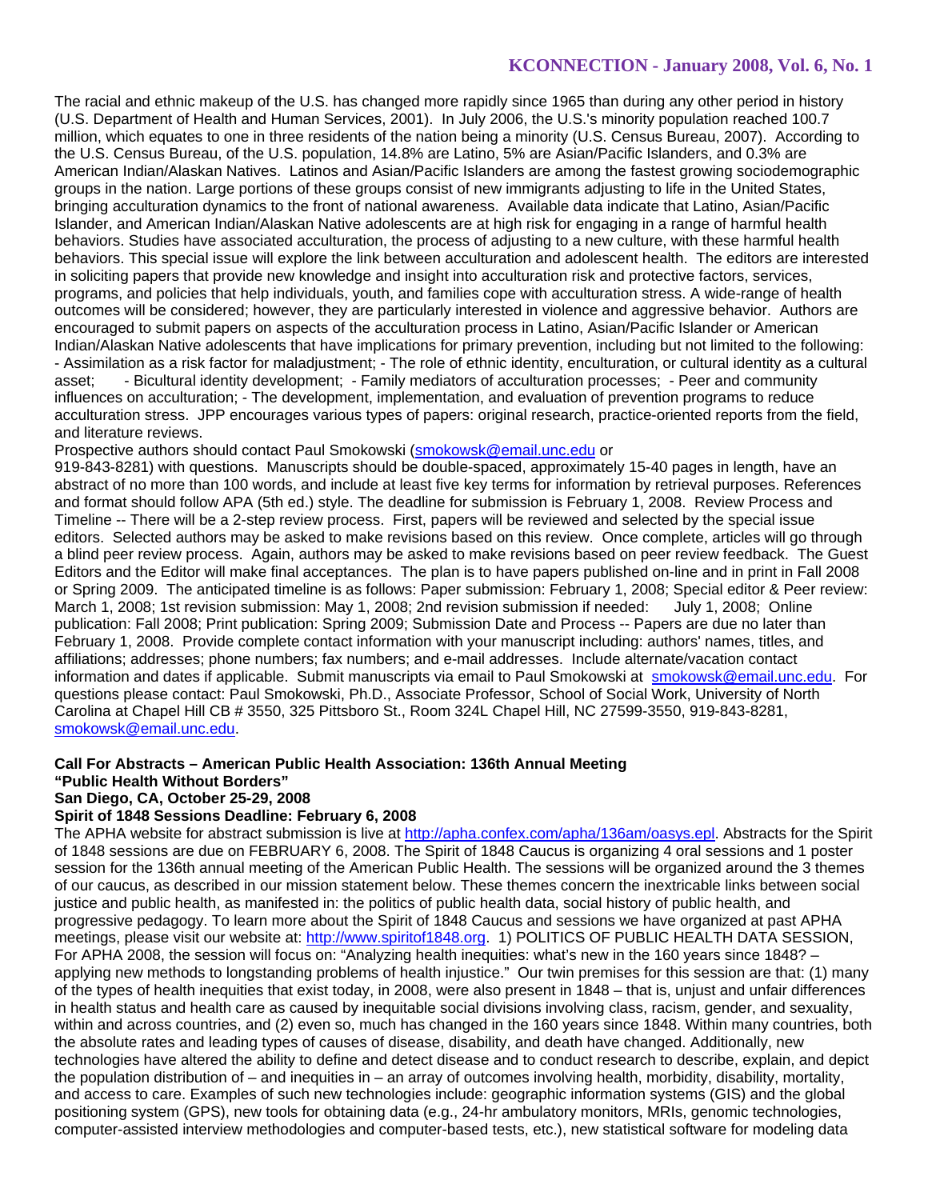The racial and ethnic makeup of the U.S. has changed more rapidly since 1965 than during any other period in history (U.S. Department of Health and Human Services, 2001). In July 2006, the U.S.'s minority population reached 100.7 million, which equates to one in three residents of the nation being a minority (U.S. Census Bureau, 2007). According to the U.S. Census Bureau, of the U.S. population, 14.8% are Latino, 5% are Asian/Pacific Islanders, and 0.3% are American Indian/Alaskan Natives. Latinos and Asian/Pacific Islanders are among the fastest growing sociodemographic groups in the nation. Large portions of these groups consist of new immigrants adjusting to life in the United States, bringing acculturation dynamics to the front of national awareness. Available data indicate that Latino, Asian/Pacific Islander, and American Indian/Alaskan Native adolescents are at high risk for engaging in a range of harmful health behaviors. Studies have associated acculturation, the process of adjusting to a new culture, with these harmful health behaviors. This special issue will explore the link between acculturation and adolescent health. The editors are interested in soliciting papers that provide new knowledge and insight into acculturation risk and protective factors, services, programs, and policies that help individuals, youth, and families cope with acculturation stress. A wide-range of health outcomes will be considered; however, they are particularly interested in violence and aggressive behavior. Authors are encouraged to submit papers on aspects of the acculturation process in Latino, Asian/Pacific Islander or American Indian/Alaskan Native adolescents that have implications for primary prevention, including but not limited to the following: - Assimilation as a risk factor for maladjustment; - The role of ethnic identity, enculturation, or cultural identity as a cultural asset; - Bicultural identity development; - Family mediators of acculturation processes; - Peer and community influences on acculturation; - The development, implementation, and evaluation of prevention programs to reduce acculturation stress. JPP encourages various types of papers: original research, practice-oriented reports from the field, and literature reviews.

Prospective authors should contact Paul Smokowski (smokowsk@email.unc.edu or 919-843-8281) with questions. Manuscripts should be double-spaced, approximately 15-40 pages in length, have an abstract of no more than 100 words, and include at least five key terms for information by retrieval purposes. References and format should follow APA (5th ed.) style. The deadline for submission is February 1, 2008. Review Process and Timeline -- There will be a 2-step review process. First, papers will be reviewed and selected by the special issue editors. Selected authors may be asked to make revisions based on this review. Once complete, articles will go through a blind peer review process. Again, authors may be asked to make revisions based on peer review feedback. The Guest Editors and the Editor will make final acceptances. The plan is to have papers published on-line and in print in Fall 2008 or Spring 2009. The anticipated timeline is as follows: Paper submission: February 1, 2008; Special editor & Peer review: March 1, 2008; 1st revision submission: May 1, 2008; 2nd revision submission if needed: July 1, 2008; Online publication: Fall 2008; Print publication: Spring 2009; Submission Date and Process -- Papers are due no later than February 1, 2008. Provide complete contact information with your manuscript including: authors' names, titles, and affiliations; addresses; phone numbers; fax numbers; and e-mail addresses. Include alternate/vacation contact information and dates if applicable. Submit manuscripts via email to Paul Smokowski at smokowsk@email.unc.edu. For questions please contact: Paul Smokowski, Ph.D., Associate Professor, School of Social Work, University of North Carolina at Chapel Hill CB # 3550, 325 Pittsboro St., Room 324L Chapel Hill, NC 27599-3550, 919-843-8281, smokowsk@email.unc.edu.

**Call For Abstracts – American Public Health Association: 136th Annual Meeting**
**"Public Health Without Borders"**
**San Diego, CA, October 25-29, 2008**
**Spirit of 1848 Sessions Deadline: February 6, 2008**

The APHA website for abstract submission is live at http://apha.confex.com/apha/136am/oasys.epl. Abstracts for the Spirit of 1848 sessions are due on FEBRUARY 6, 2008. The Spirit of 1848 Caucus is organizing 4 oral sessions and 1 poster session for the 136th annual meeting of the American Public Health. The sessions will be organized around the 3 themes of our caucus, as described in our mission statement below. These themes concern the inextricable links between social justice and public health, as manifested in: the politics of public health data, social history of public health, and progressive pedagogy. To learn more about the Spirit of 1848 Caucus and sessions we have organized at past APHA meetings, please visit our website at: http://www.spiritof1848.org. 1) POLITICS OF PUBLIC HEALTH DATA SESSION, For APHA 2008, the session will focus on: "Analyzing health inequities: what's new in the 160 years since 1848? – applying new methods to longstanding problems of health injustice." Our twin premises for this session are that: (1) many of the types of health inequities that exist today, in 2008, were also present in 1848 – that is, unjust and unfair differences in health status and health care as caused by inequitable social divisions involving class, racism, gender, and sexuality, within and across countries, and (2) even so, much has changed in the 160 years since 1848. Within many countries, both the absolute rates and leading types of causes of disease, disability, and death have changed. Additionally, new technologies have altered the ability to define and detect disease and to conduct research to describe, explain, and depict the population distribution of – and inequities in – an array of outcomes involving health, morbidity, disability, mortality, and access to care. Examples of such new technologies include: geographic information systems (GIS) and the global positioning system (GPS), new tools for obtaining data (e.g., 24-hr ambulatory monitors, MRIs, genomic technologies, computer-assisted interview methodologies and computer-based tests, etc.), new statistical software for modeling data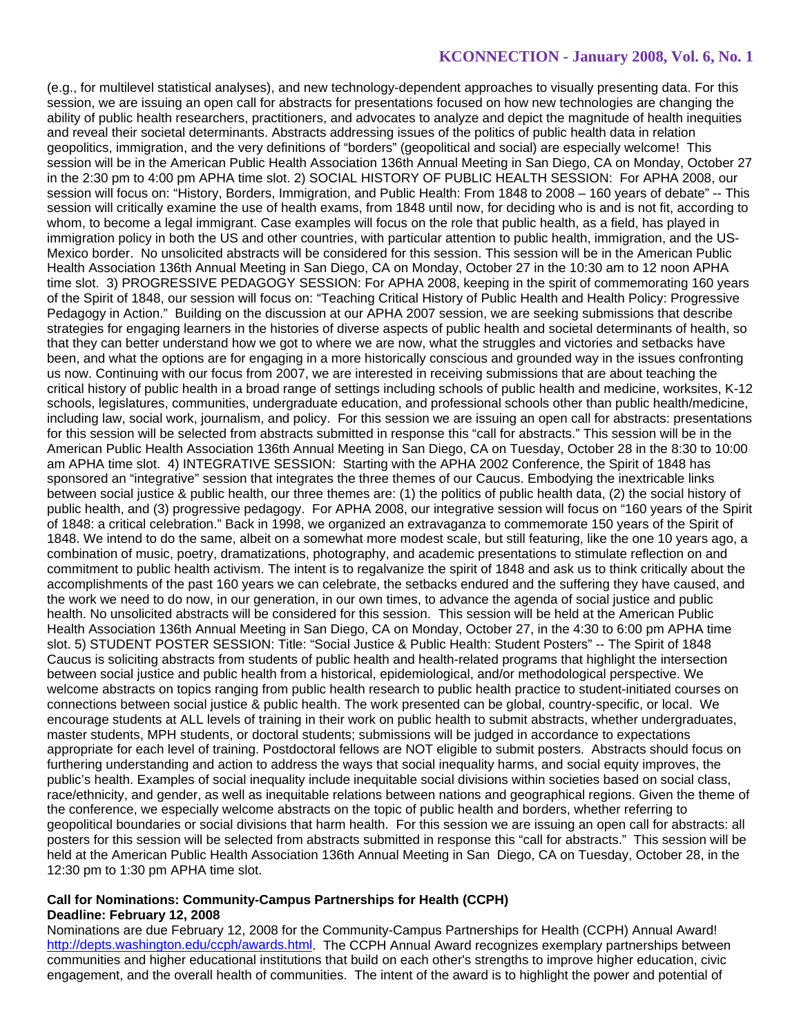(e.g., for multilevel statistical analyses), and new technology-dependent approaches to visually presenting data. For this session, we are issuing an open call for abstracts for presentations focused on how new technologies are changing the ability of public health researchers, practitioners, and advocates to analyze and depict the magnitude of health inequities and reveal their societal determinants. Abstracts addressing issues of the politics of public health data in relation geopolitics, immigration, and the very definitions of "borders" (geopolitical and social) are especially welcome! This session will be in the American Public Health Association 136th Annual Meeting in San Diego, CA on Monday, October 27 in the 2:30 pm to 4:00 pm APHA time slot. 2) SOCIAL HISTORY OF PUBLIC HEALTH SESSION: For APHA 2008, our session will focus on: "History, Borders, Immigration, and Public Health: From 1848 to 2008 – 160 years of debate" -- This session will critically examine the use of health exams, from 1848 until now, for deciding who is and is not fit, according to whom, to become a legal immigrant. Case examples will focus on the role that public health, as a field, has played in immigration policy in both the US and other countries, with particular attention to public health, immigration, and the US-Mexico border. No unsolicited abstracts will be considered for this session. This session will be in the American Public Health Association 136th Annual Meeting in San Diego, CA on Monday, October 27 in the 10:30 am to 12 noon APHA time slot. 3) PROGRESSIVE PEDAGOGY SESSION: For APHA 2008, keeping in the spirit of commemorating 160 years of the Spirit of 1848, our session will focus on: "Teaching Critical History of Public Health and Health Policy: Progressive Pedagogy in Action." Building on the discussion at our APHA 2007 session, we are seeking submissions that describe strategies for engaging learners in the histories of diverse aspects of public health and societal determinants of health, so that they can better understand how we got to where we are now, what the struggles and victories and setbacks have been, and what the options are for engaging in a more historically conscious and grounded way in the issues confronting us now. Continuing with our focus from 2007, we are interested in receiving submissions that are about teaching the critical history of public health in a broad range of settings including schools of public health and medicine, worksites, K-12 schools, legislatures, communities, undergraduate education, and professional schools other than public health/medicine, including law, social work, journalism, and policy. For this session we are issuing an open call for abstracts: presentations for this session will be selected from abstracts submitted in response this "call for abstracts." This session will be in the American Public Health Association 136th Annual Meeting in San Diego, CA on Tuesday, October 28 in the 8:30 to 10:00 am APHA time slot. 4) INTEGRATIVE SESSION: Starting with the APHA 2002 Conference, the Spirit of 1848 has sponsored an "integrative" session that integrates the three themes of our Caucus. Embodying the inextricable links between social justice & public health, our three themes are: (1) the politics of public health data, (2) the social history of public health, and (3) progressive pedagogy. For APHA 2008, our integrative session will focus on "160 years of the Spirit of 1848: a critical celebration." Back in 1998, we organized an extravaganza to commemorate 150 years of the Spirit of 1848. We intend to do the same, albeit on a somewhat more modest scale, but still featuring, like the one 10 years ago, a combination of music, poetry, dramatizations, photography, and academic presentations to stimulate reflection on and commitment to public health activism. The intent is to regalvanize the spirit of 1848 and ask us to think critically about the accomplishments of the past 160 years we can celebrate, the setbacks endured and the suffering they have caused, and the work we need to do now, in our generation, in our own times, to advance the agenda of social justice and public health. No unsolicited abstracts will be considered for this session. This session will be held at the American Public Health Association 136th Annual Meeting in San Diego, CA on Monday, October 27, in the 4:30 to 6:00 pm APHA time slot. 5) STUDENT POSTER SESSION: Title: "Social Justice & Public Health: Student Posters" -- The Spirit of 1848 Caucus is soliciting abstracts from students of public health and health-related programs that highlight the intersection between social justice and public health from a historical, epidemiological, and/or methodological perspective. We welcome abstracts on topics ranging from public health research to public health practice to student-initiated courses on connections between social justice & public health. The work presented can be global, country-specific, or local. We encourage students at ALL levels of training in their work on public health to submit abstracts, whether undergraduates, master students, MPH students, or doctoral students; submissions will be judged in accordance to expectations appropriate for each level of training. Postdoctoral fellows are NOT eligible to submit posters. Abstracts should focus on furthering understanding and action to address the ways that social inequality harms, and social equity improves, the public's health. Examples of social inequality include inequitable social divisions within societies based on social class, race/ethnicity, and gender, as well as inequitable relations between nations and geographical regions. Given the theme of the conference, we especially welcome abstracts on the topic of public health and borders, whether referring to geopolitical boundaries or social divisions that harm health. For this session we are issuing an open call for abstracts: all posters for this session will be selected from abstracts submitted in response this "call for abstracts." This session will be held at the American Public Health Association 136th Annual Meeting in San Diego, CA on Tuesday, October 28, in the 12:30 pm to 1:30 pm APHA time slot.

**Call for Nominations: Community-Campus Partnerships for Health (CCPH)**
**Deadline: February 12, 2008**

Nominations are due February 12, 2008 for the Community-Campus Partnerships for Health (CCPH) Annual Award! http://depts.washington.edu/ccph/awards.html. The CCPH Annual Award recognizes exemplary partnerships between communities and higher educational institutions that build on each other's strengths to improve higher education, civic engagement, and the overall health of communities. The intent of the award is to highlight the power and potential of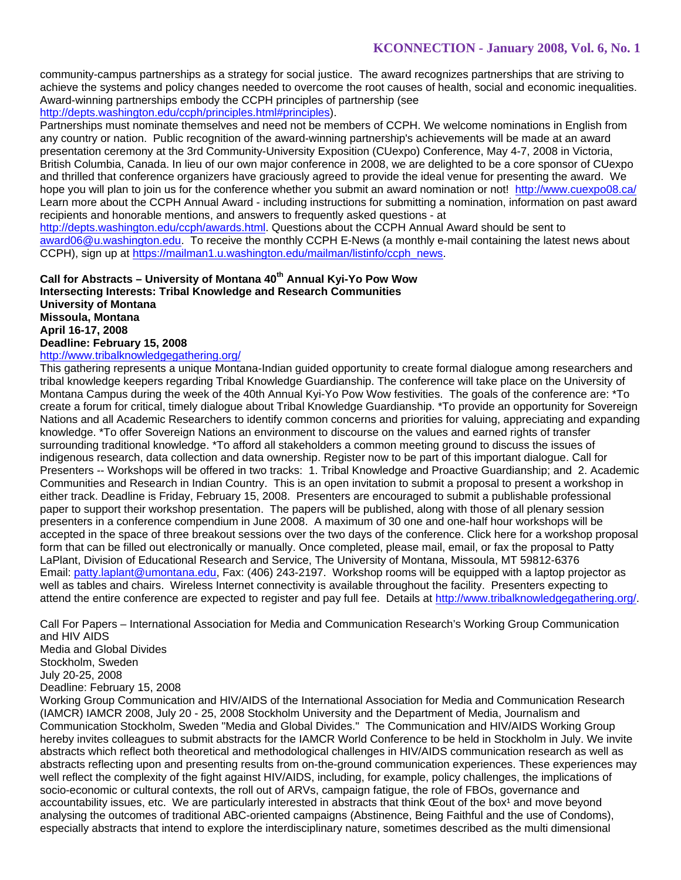community-campus partnerships as a strategy for social justice. The award recognizes partnerships that are striving to achieve the systems and policy changes needed to overcome the root causes of health, social and economic inequalities. Award-winning partnerships embody the CCPH principles of partnership (see http://depts.washington.edu/ccph/principles.html#principles).

Partnerships must nominate themselves and need not be members of CCPH. We welcome nominations in English from any country or nation. Public recognition of the award-winning partnership's achievements will be made at an award presentation ceremony at the 3rd Community-University Exposition (CUexpo) Conference, May 4-7, 2008 in Victoria, British Columbia, Canada. In lieu of our own major conference in 2008, we are delighted to be a core sponsor of CUexpo and thrilled that conference organizers have graciously agreed to provide the ideal venue for presenting the award. We hope you will plan to join us for the conference whether you submit an award nomination or not! http://www.cuexpo08.ca/ Learn more about the CCPH Annual Award - including instructions for submitting a nomination, information on past award recipients and honorable mentions, and answers to frequently asked questions - at http://depts.washington.edu/ccph/awards.html. Questions about the CCPH Annual Award should be sent to award06@u.washington.edu. To receive the monthly CCPH E-News (a monthly e-mail containing the latest news about CCPH), sign up at https://mailman1.u.washington.edu/mailman/listinfo/ccph_news.

**Call for Abstracts – University of Montana 40th Annual Kyi-Yo Pow Wow**
**Intersecting Interests: Tribal Knowledge and Research Communities**
**University of Montana**
**Missoula, Montana**
**April 16-17, 2008**
**Deadline: February 15, 2008**
http://www.tribalknowledgegathering.org/

This gathering represents a unique Montana-Indian guided opportunity to create formal dialogue among researchers and tribal knowledge keepers regarding Tribal Knowledge Guardianship. The conference will take place on the University of Montana Campus during the week of the 40th Annual Kyi-Yo Pow Wow festivities. The goals of the conference are: *To create a forum for critical, timely dialogue about Tribal Knowledge Guardianship. *To provide an opportunity for Sovereign Nations and all Academic Researchers to identify common concerns and priorities for valuing, appreciating and expanding knowledge. *To offer Sovereign Nations an environment to discourse on the values and earned rights of transfer surrounding traditional knowledge. *To afford all stakeholders a common meeting ground to discuss the issues of indigenous research, data collection and data ownership. Register now to be part of this important dialogue. Call for Presenters -- Workshops will be offered in two tracks: 1. Tribal Knowledge and Proactive Guardianship; and 2. Academic Communities and Research in Indian Country. This is an open invitation to submit a proposal to present a workshop in either track. Deadline is Friday, February 15, 2008. Presenters are encouraged to submit a publishable professional paper to support their workshop presentation. The papers will be published, along with those of all plenary session presenters in a conference compendium in June 2008. A maximum of 30 one and one-half hour workshops will be accepted in the space of three breakout sessions over the two days of the conference. Click here for a workshop proposal form that can be filled out electronically or manually. Once completed, please mail, email, or fax the proposal to Patty LaPlant, Division of Educational Research and Service, The University of Montana, Missoula, MT 59812-6376 Email: patty.laplant@umontana.edu, Fax: (406) 243-2197. Workshop rooms will be equipped with a laptop projector as well as tables and chairs. Wireless Internet connectivity is available throughout the facility. Presenters expecting to attend the entire conference are expected to register and pay full fee. Details at http://www.tribalknowledgegathering.org/.

Call For Papers – International Association for Media and Communication Research's Working Group Communication and HIV AIDS
Media and Global Divides
Stockholm, Sweden
July 20-25, 2008
Deadline: February 15, 2008

Working Group Communication and HIV/AIDS of the International Association for Media and Communication Research (IAMCR) IAMCR 2008, July 20 - 25, 2008 Stockholm University and the Department of Media, Journalism and Communication Stockholm, Sweden "Media and Global Divides." The Communication and HIV/AIDS Working Group hereby invites colleagues to submit abstracts for the IAMCR World Conference to be held in Stockholm in July. We invite abstracts which reflect both theoretical and methodological challenges in HIV/AIDS communication research as well as abstracts reflecting upon and presenting results from on-the-ground communication experiences. These experiences may well reflect the complexity of the fight against HIV/AIDS, including, for example, policy challenges, the implications of socio-economic or cultural contexts, the roll out of ARVs, campaign fatigue, the role of FBOs, governance and accountability issues, etc. We are particularly interested in abstracts that think Œout of the box¹ and move beyond analysing the outcomes of traditional ABC-oriented campaigns (Abstinence, Being Faithful and the use of Condoms), especially abstracts that intend to explore the interdisciplinary nature, sometimes described as the multi dimensional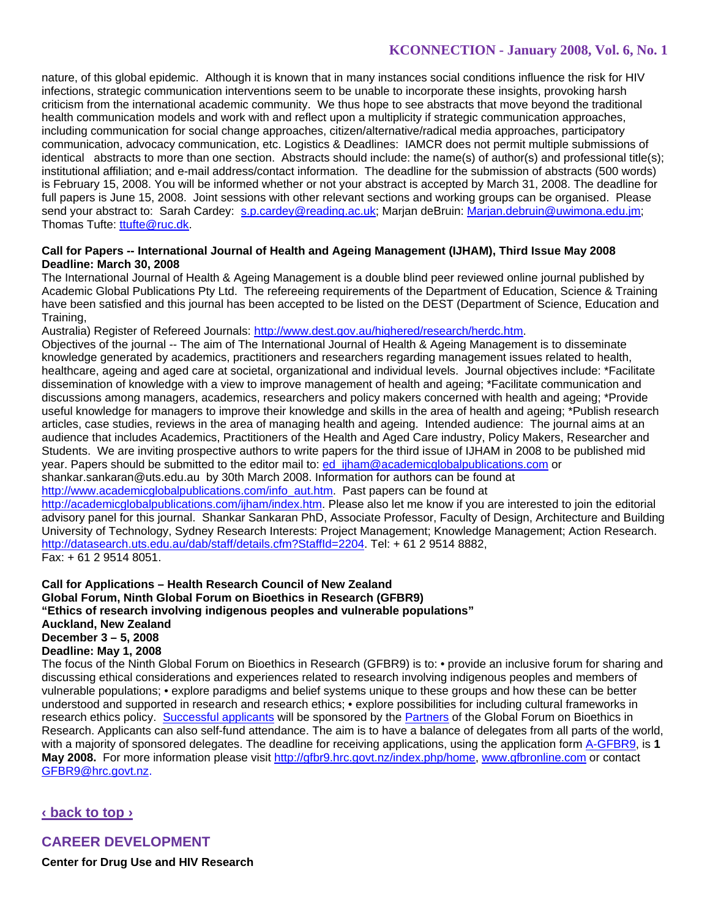nature, of this global epidemic. Although it is known that in many instances social conditions influence the risk for HIV infections, strategic communication interventions seem to be unable to incorporate these insights, provoking harsh criticism from the international academic community. We thus hope to see abstracts that move beyond the traditional health communication models and work with and reflect upon a multiplicity if strategic communication approaches, including communication for social change approaches, citizen/alternative/radical media approaches, participatory communication, advocacy communication, etc. Logistics & Deadlines: IAMCR does not permit multiple submissions of identical abstracts to more than one section. Abstracts should include: the name(s) of author(s) and professional title(s); institutional affiliation; and e-mail address/contact information. The deadline for the submission of abstracts (500 words) is February 15, 2008. You will be informed whether or not your abstract is accepted by March 31, 2008. The deadline for full papers is June 15, 2008. Joint sessions with other relevant sections and working groups can be organised. Please send your abstract to: Sarah Cardey: s.p.cardey@reading.ac.uk; Marjan deBruin: Marjan.debruin@uwimona.edu.jm; Thomas Tufte: ttufte@ruc.dk.

**Call for Papers -- International Journal of Health and Ageing Management (IJHAM), Third Issue May 2008**
**Deadline: March 30, 2008**

The International Journal of Health & Ageing Management is a double blind peer reviewed online journal published by Academic Global Publications Pty Ltd. The refereeing requirements of the Department of Education, Science & Training have been satisfied and this journal has been accepted to be listed on the DEST (Department of Science, Education and Training,
Australia) Register of Refereed Journals: http://www.dest.gov.au/highered/research/herdc.htm.
Objectives of the journal -- The aim of The International Journal of Health & Ageing Management is to disseminate knowledge generated by academics, practitioners and researchers regarding management issues related to health, healthcare, ageing and aged care at societal, organizational and individual levels. Journal objectives include: *Facilitate dissemination of knowledge with a view to improve management of health and ageing; *Facilitate communication and discussions among managers, academics, researchers and policy makers concerned with health and ageing; *Provide useful knowledge for managers to improve their knowledge and skills in the area of health and ageing; *Publish research articles, case studies, reviews in the area of managing health and ageing. Intended audience: The journal aims at an audience that includes Academics, Practitioners of the Health and Aged Care industry, Policy Makers, Researcher and Students. We are inviting prospective authors to write papers for the third issue of IJHAM in 2008 to be published mid year. Papers should be submitted to the editor mail to: ed_ijham@academicglobalpublications.com or shankar.sankaran@uts.edu.au by 30th March 2008. Information for authors can be found at http://www.academicglobalpublications.com/info_aut.htm. Past papers can be found at http://academicglobalpublications.com/ijham/index.htm. Please also let me know if you are interested to join the editorial advisory panel for this journal. Shankar Sankaran PhD, Associate Professor, Faculty of Design, Architecture and Building University of Technology, Sydney Research Interests: Project Management; Knowledge Management; Action Research. http://datasearch.uts.edu.au/dab/staff/details.cfm?StaffId=2204. Tel: + 61 2 9514 8882,
Fax: + 61 2 9514 8051.

**Call for Applications – Health Research Council of New Zealand**
**Global Forum, Ninth Global Forum on Bioethics in Research (GFBR9)**
**"Ethics of research involving indigenous peoples and vulnerable populations"**
**Auckland, New Zealand**
**December 3 – 5, 2008**
**Deadline: May 1, 2008**

The focus of the Ninth Global Forum on Bioethics in Research (GFBR9) is to: • provide an inclusive forum for sharing and discussing ethical considerations and experiences related to research involving indigenous peoples and members of vulnerable populations; • explore paradigms and belief systems unique to these groups and how these can be better understood and supported in research and research ethics; • explore possibilities for including cultural frameworks in research ethics policy. Successful applicants will be sponsored by the Partners of the Global Forum on Bioethics in Research. Applicants can also self-fund attendance. The aim is to have a balance of delegates from all parts of the world, with a majority of sponsored delegates. The deadline for receiving applications, using the application form A-GFBR9, is **1 May 2008.** For more information please visit http://gfbr9.hrc.govt.nz/index.php/home, www.gfbronline.com or contact GFBR9@hrc.govt.nz.

‹ back to top ›

## CAREER DEVELOPMENT

**Center for Drug Use and HIV Research**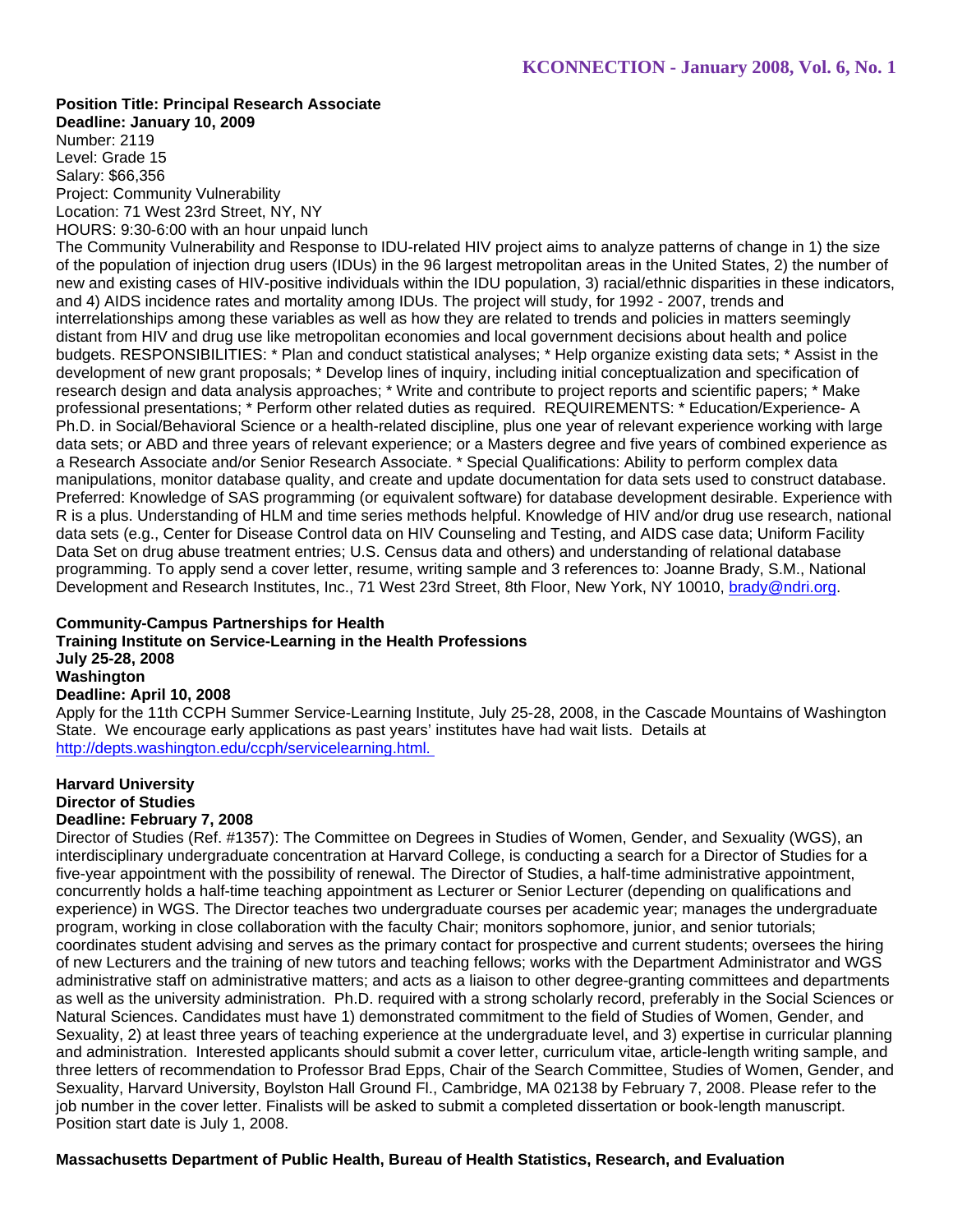**Position Title: Principal Research Associate**
**Deadline: January 10, 2009**
Number: 2119
Level: Grade 15
Salary: $66,356
Project: Community Vulnerability
Location: 71 West 23rd Street, NY, NY
HOURS: 9:30-6:00 with an hour unpaid lunch
The Community Vulnerability and Response to IDU-related HIV project aims to analyze patterns of change in 1) the size of the population of injection drug users (IDUs) in the 96 largest metropolitan areas in the United States, 2) the number of new and existing cases of HIV-positive individuals within the IDU population, 3) racial/ethnic disparities in these indicators, and 4) AIDS incidence rates and mortality among IDUs. The project will study, for 1992 - 2007, trends and interrelationships among these variables as well as how they are related to trends and policies in matters seemingly distant from HIV and drug use like metropolitan economies and local government decisions about health and police budgets. RESPONSIBILITIES: * Plan and conduct statistical analyses; * Help organize existing data sets; * Assist in the development of new grant proposals; * Develop lines of inquiry, including initial conceptualization and specification of research design and data analysis approaches; * Write and contribute to project reports and scientific papers; * Make professional presentations; * Perform other related duties as required. REQUIREMENTS: * Education/Experience- A Ph.D. in Social/Behavioral Science or a health-related discipline, plus one year of relevant experience working with large data sets; or ABD and three years of relevant experience; or a Masters degree and five years of combined experience as a Research Associate and/or Senior Research Associate. * Special Qualifications: Ability to perform complex data manipulations, monitor database quality, and create and update documentation for data sets used to construct database. Preferred: Knowledge of SAS programming (or equivalent software) for database development desirable. Experience with R is a plus. Understanding of HLM and time series methods helpful. Knowledge of HIV and/or drug use research, national data sets (e.g., Center for Disease Control data on HIV Counseling and Testing, and AIDS case data; Uniform Facility Data Set on drug abuse treatment entries; U.S. Census data and others) and understanding of relational database programming. To apply send a cover letter, resume, writing sample and 3 references to: Joanne Brady, S.M., National Development and Research Institutes, Inc., 71 West 23rd Street, 8th Floor, New York, NY 10010, brady@ndri.org.

**Community-Campus Partnerships for Health**
**Training Institute on Service-Learning in the Health Professions**
**July 25-28, 2008**
**Washington**
**Deadline: April 10, 2008**
Apply for the 11th CCPH Summer Service-Learning Institute, July 25-28, 2008, in the Cascade Mountains of Washington State. We encourage early applications as past years' institutes have had wait lists. Details at http://depts.washington.edu/ccph/servicelearning.html.

**Harvard University**
**Director of Studies**
**Deadline: February 7, 2008**
Director of Studies (Ref. #1357): The Committee on Degrees in Studies of Women, Gender, and Sexuality (WGS), an interdisciplinary undergraduate concentration at Harvard College, is conducting a search for a Director of Studies for a five-year appointment with the possibility of renewal. The Director of Studies, a half-time administrative appointment, concurrently holds a half-time teaching appointment as Lecturer or Senior Lecturer (depending on qualifications and experience) in WGS. The Director teaches two undergraduate courses per academic year; manages the undergraduate program, working in close collaboration with the faculty Chair; monitors sophomore, junior, and senior tutorials; coordinates student advising and serves as the primary contact for prospective and current students; oversees the hiring of new Lecturers and the training of new tutors and teaching fellows; works with the Department Administrator and WGS administrative staff on administrative matters; and acts as a liaison to other degree-granting committees and departments as well as the university administration. Ph.D. required with a strong scholarly record, preferably in the Social Sciences or Natural Sciences. Candidates must have 1) demonstrated commitment to the field of Studies of Women, Gender, and Sexuality, 2) at least three years of teaching experience at the undergraduate level, and 3) expertise in curricular planning and administration. Interested applicants should submit a cover letter, curriculum vitae, article-length writing sample, and three letters of recommendation to Professor Brad Epps, Chair of the Search Committee, Studies of Women, Gender, and Sexuality, Harvard University, Boylston Hall Ground Fl., Cambridge, MA 02138 by February 7, 2008. Please refer to the job number in the cover letter. Finalists will be asked to submit a completed dissertation or book-length manuscript. Position start date is July 1, 2008.

**Massachusetts Department of Public Health, Bureau of Health Statistics, Research, and Evaluation**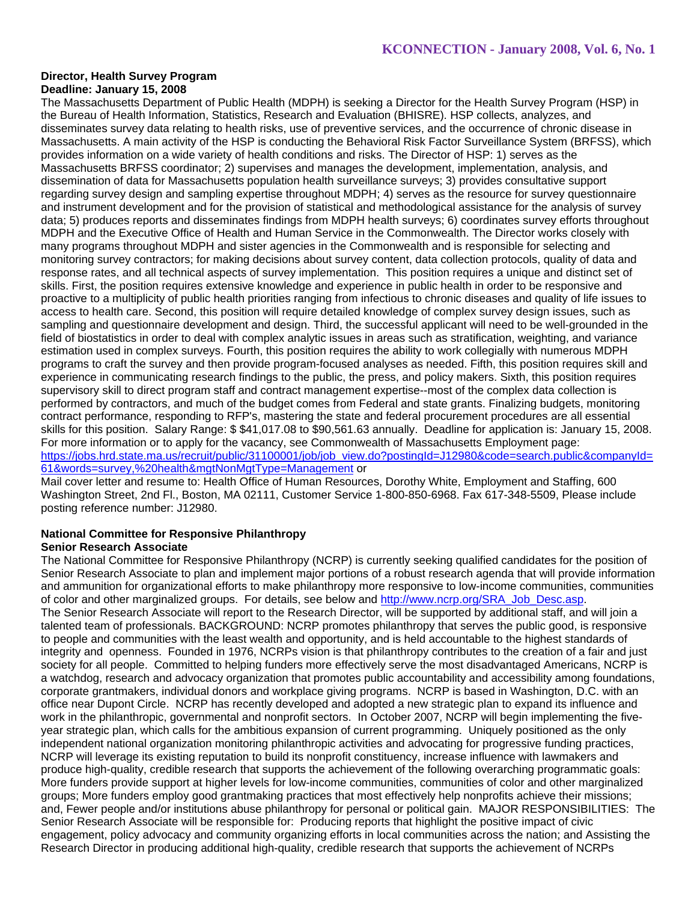**Director, Health Survey Program**
**Deadline: January 15, 2008**

The Massachusetts Department of Public Health (MDPH) is seeking a Director for the Health Survey Program (HSP) in the Bureau of Health Information, Statistics, Research and Evaluation (BHISRE). HSP collects, analyzes, and disseminates survey data relating to health risks, use of preventive services, and the occurrence of chronic disease in Massachusetts. A main activity of the HSP is conducting the Behavioral Risk Factor Surveillance System (BRFSS), which provides information on a wide variety of health conditions and risks. The Director of HSP: 1) serves as the Massachusetts BRFSS coordinator; 2) supervises and manages the development, implementation, analysis, and dissemination of data for Massachusetts population health surveillance surveys; 3) provides consultative support regarding survey design and sampling expertise throughout MDPH; 4) serves as the resource for survey questionnaire and instrument development and for the provision of statistical and methodological assistance for the analysis of survey data; 5) produces reports and disseminates findings from MDPH health surveys; 6) coordinates survey efforts throughout MDPH and the Executive Office of Health and Human Service in the Commonwealth. The Director works closely with many programs throughout MDPH and sister agencies in the Commonwealth and is responsible for selecting and monitoring survey contractors; for making decisions about survey content, data collection protocols, quality of data and response rates, and all technical aspects of survey implementation. This position requires a unique and distinct set of skills. First, the position requires extensive knowledge and experience in public health in order to be responsive and proactive to a multiplicity of public health priorities ranging from infectious to chronic diseases and quality of life issues to access to health care. Second, this position will require detailed knowledge of complex survey design issues, such as sampling and questionnaire development and design. Third, the successful applicant will need to be well-grounded in the field of biostatistics in order to deal with complex analytic issues in areas such as stratification, weighting, and variance estimation used in complex surveys. Fourth, this position requires the ability to work collegially with numerous MDPH programs to craft the survey and then provide program-focused analyses as needed. Fifth, this position requires skill and experience in communicating research findings to the public, the press, and policy makers. Sixth, this position requires supervisory skill to direct program staff and contract management expertise--most of the complex data collection is performed by contractors, and much of the budget comes from Federal and state grants. Finalizing budgets, monitoring contract performance, responding to RFP's, mastering the state and federal procurement procedures are all essential skills for this position. Salary Range: $ $41,017.08 to $90,561.63 annually. Deadline for application is: January 15, 2008. For more information or to apply for the vacancy, see Commonwealth of Massachusetts Employment page: https://jobs.hrd.state.ma.us/recruit/public/31100001/job/job_view.do?postingId=J12980&code=search.public&companyId=61&words=survey,%20health&mgtNonMgtType=Management or

Mail cover letter and resume to: Health Office of Human Resources, Dorothy White, Employment and Staffing, 600 Washington Street, 2nd Fl., Boston, MA 02111, Customer Service 1-800-850-6968. Fax 617-348-5509, Please include posting reference number: J12980.

**National Committee for Responsive Philanthropy**
**Senior Research Associate**

The National Committee for Responsive Philanthropy (NCRP) is currently seeking qualified candidates for the position of Senior Research Associate to plan and implement major portions of a robust research agenda that will provide information and ammunition for organizational efforts to make philanthropy more responsive to low-income communities, communities of color and other marginalized groups. For details, see below and http://www.ncrp.org/SRA_Job_Desc.asp.

The Senior Research Associate will report to the Research Director, will be supported by additional staff, and will join a talented team of professionals. BACKGROUND: NCRP promotes philanthropy that serves the public good, is responsive to people and communities with the least wealth and opportunity, and is held accountable to the highest standards of integrity and openness. Founded in 1976, NCRPs vision is that philanthropy contributes to the creation of a fair and just society for all people. Committed to helping funders more effectively serve the most disadvantaged Americans, NCRP is a watchdog, research and advocacy organization that promotes public accountability and accessibility among foundations, corporate grantmakers, individual donors and workplace giving programs. NCRP is based in Washington, D.C. with an office near Dupont Circle. NCRP has recently developed and adopted a new strategic plan to expand its influence and work in the philanthropic, governmental and nonprofit sectors. In October 2007, NCRP will begin implementing the five-year strategic plan, which calls for the ambitious expansion of current programming. Uniquely positioned as the only independent national organization monitoring philanthropic activities and advocating for progressive funding practices, NCRP will leverage its existing reputation to build its nonprofit constituency, increase influence with lawmakers and produce high-quality, credible research that supports the achievement of the following overarching programmatic goals: More funders provide support at higher levels for low-income communities, communities of color and other marginalized groups; More funders employ good grantmaking practices that most effectively help nonprofits achieve their missions; and, Fewer people and/or institutions abuse philanthropy for personal or political gain. MAJOR RESPONSIBILITIES: The Senior Research Associate will be responsible for: Producing reports that highlight the positive impact of civic engagement, policy advocacy and community organizing efforts in local communities across the nation; and Assisting the Research Director in producing additional high-quality, credible research that supports the achievement of NCRPs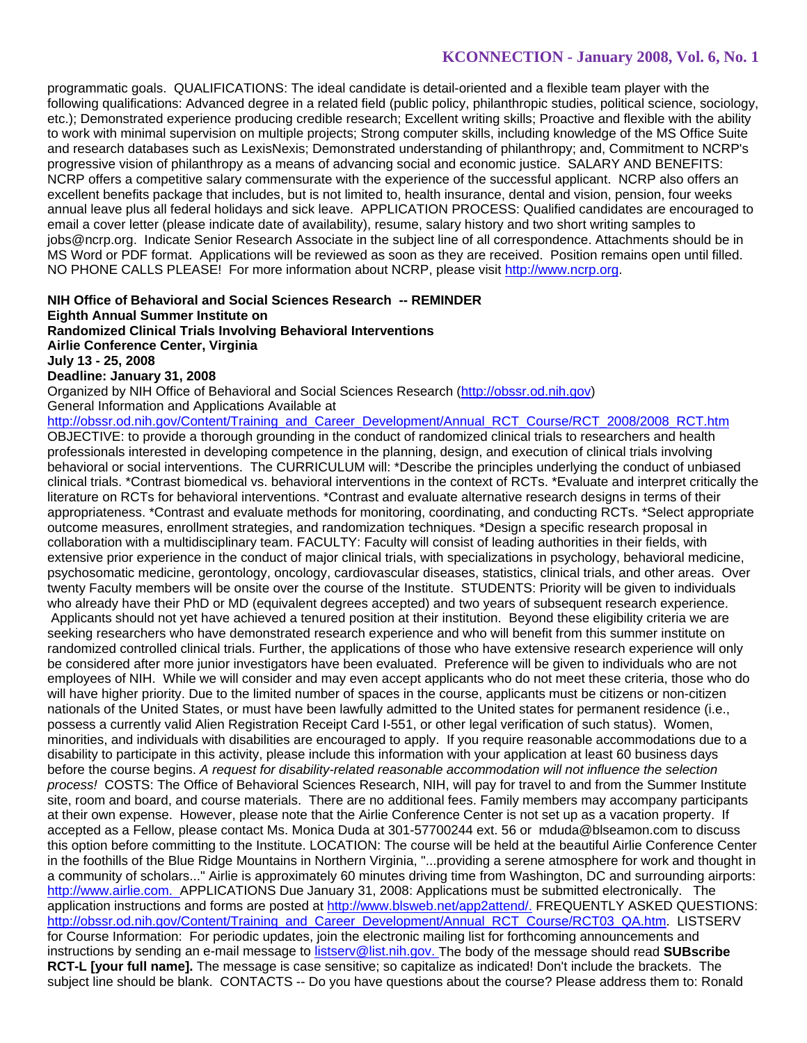programmatic goals. QUALIFICATIONS: The ideal candidate is detail-oriented and a flexible team player with the following qualifications: Advanced degree in a related field (public policy, philanthropic studies, political science, sociology, etc.); Demonstrated experience producing credible research; Excellent writing skills; Proactive and flexible with the ability to work with minimal supervision on multiple projects; Strong computer skills, including knowledge of the MS Office Suite and research databases such as LexisNexis; Demonstrated understanding of philanthropy; and, Commitment to NCRP's progressive vision of philanthropy as a means of advancing social and economic justice. SALARY AND BENEFITS: NCRP offers a competitive salary commensurate with the experience of the successful applicant. NCRP also offers an excellent benefits package that includes, but is not limited to, health insurance, dental and vision, pension, four weeks annual leave plus all federal holidays and sick leave. APPLICATION PROCESS: Qualified candidates are encouraged to email a cover letter (please indicate date of availability), resume, salary history and two short writing samples to jobs@ncrp.org. Indicate Senior Research Associate in the subject line of all correspondence. Attachments should be in MS Word or PDF format. Applications will be reviewed as soon as they are received. Position remains open until filled. NO PHONE CALLS PLEASE! For more information about NCRP, please visit http://www.ncrp.org.

**NIH Office of Behavioral and Social Sciences Research -- REMINDER**
**Eighth Annual Summer Institute on**
**Randomized Clinical Trials Involving Behavioral Interventions**
**Airlie Conference Center, Virginia**
**July 13 - 25, 2008**
**Deadline: January 31, 2008**

Organized by NIH Office of Behavioral and Social Sciences Research (http://obssr.od.nih.gov)
General Information and Applications Available at
http://obssr.od.nih.gov/Content/Training_and_Career_Development/Annual_RCT_Course/RCT_2008/2008_RCT.htm
OBJECTIVE: to provide a thorough grounding in the conduct of randomized clinical trials to researchers and health professionals interested in developing competence in the planning, design, and execution of clinical trials involving behavioral or social interventions. The CURRICULUM will: *Describe the principles underlying the conduct of unbiased clinical trials. *Contrast biomedical vs. behavioral interventions in the context of RCTs. *Evaluate and interpret critically the literature on RCTs for behavioral interventions. *Contrast and evaluate alternative research designs in terms of their appropriateness. *Contrast and evaluate methods for monitoring, coordinating, and conducting RCTs. *Select appropriate outcome measures, enrollment strategies, and randomization techniques. *Design a specific research proposal in collaboration with a multidisciplinary team. FACULTY: Faculty will consist of leading authorities in their fields, with extensive prior experience in the conduct of major clinical trials, with specializations in psychology, behavioral medicine, psychosomatic medicine, gerontology, oncology, cardiovascular diseases, statistics, clinical trials, and other areas. Over twenty Faculty members will be onsite over the course of the Institute. STUDENTS: Priority will be given to individuals who already have their PhD or MD (equivalent degrees accepted) and two years of subsequent research experience. Applicants should not yet have achieved a tenured position at their institution. Beyond these eligibility criteria we are seeking researchers who have demonstrated research experience and who will benefit from this summer institute on randomized controlled clinical trials. Further, the applications of those who have extensive research experience will only be considered after more junior investigators have been evaluated. Preference will be given to individuals who are not employees of NIH. While we will consider and may even accept applicants who do not meet these criteria, those who do will have higher priority. Due to the limited number of spaces in the course, applicants must be citizens or non-citizen nationals of the United States, or must have been lawfully admitted to the United states for permanent residence (i.e., possess a currently valid Alien Registration Receipt Card I-551, or other legal verification of such status). Women, minorities, and individuals with disabilities are encouraged to apply. If you require reasonable accommodations due to a disability to participate in this activity, please include this information with your application at least 60 business days before the course begins. *A request for disability-related reasonable accommodation will not influence the selection process!* COSTS: The Office of Behavioral Sciences Research, NIH, will pay for travel to and from the Summer Institute site, room and board, and course materials. There are no additional fees. Family members may accompany participants at their own expense. However, please note that the Airlie Conference Center is not set up as a vacation property. If accepted as a Fellow, please contact Ms. Monica Duda at 301-57700244 ext. 56 or mduda@blseamon.com to discuss this option before committing to the Institute. LOCATION: The course will be held at the beautiful Airlie Conference Center in the foothills of the Blue Ridge Mountains in Northern Virginia, "...providing a serene atmosphere for work and thought in a community of scholars..." Airlie is approximately 60 minutes driving time from Washington, DC and surrounding airports: http://www.airlie.com. APPLICATIONS Due January 31, 2008: Applications must be submitted electronically. The application instructions and forms are posted at http://www.blsweb.net/app2attend/. FREQUENTLY ASKED QUESTIONS: http://obssr.od.nih.gov/Content/Training_and_Career_Development/Annual_RCT_Course/RCT03_QA.htm. LISTSERV for Course Information: For periodic updates, join the electronic mailing list for forthcoming announcements and instructions by sending an e-mail message to listserv@list.nih.gov. The body of the message should read **SUBscribe RCT-L [your full name].** The message is case sensitive; so capitalize as indicated! Don't include the brackets. The subject line should be blank. CONTACTS -- Do you have questions about the course? Please address them to: Ronald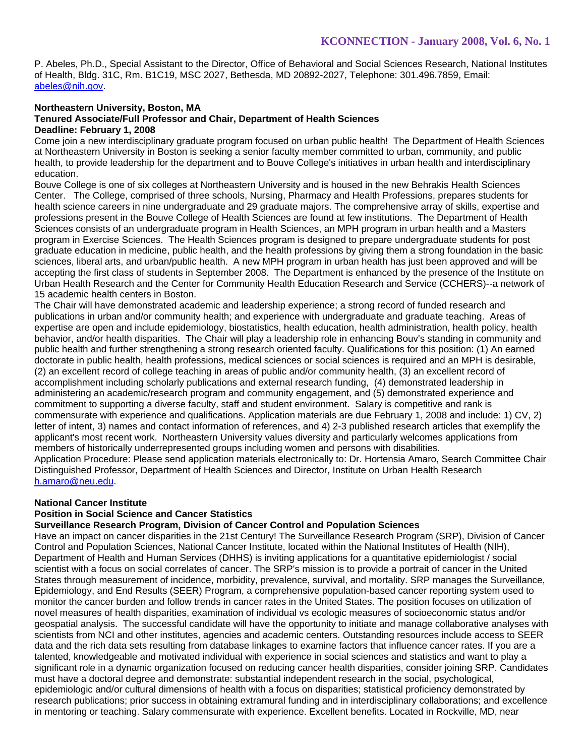P. Abeles, Ph.D., Special Assistant to the Director, Office of Behavioral and Social Sciences Research, National Institutes of Health, Bldg. 31C, Rm. B1C19, MSC 2027, Bethesda, MD 20892-2027, Telephone: 301.496.7859, Email: abeles@nih.gov.

**Northeastern University, Boston, MA**
**Tenured Associate/Full Professor and Chair, Department of Health Sciences**
**Deadline: February 1, 2008**

Come join a new interdisciplinary graduate program focused on urban public health! The Department of Health Sciences at Northeastern University in Boston is seeking a senior faculty member committed to urban, community, and public health, to provide leadership for the department and to Bouve College's initiatives in urban health and interdisciplinary education.

Bouve College is one of six colleges at Northeastern University and is housed in the new Behrakis Health Sciences Center. The College, comprised of three schools, Nursing, Pharmacy and Health Professions, prepares students for health science careers in nine undergraduate and 29 graduate majors. The comprehensive array of skills, expertise and professions present in the Bouve College of Health Sciences are found at few institutions. The Department of Health Sciences consists of an undergraduate program in Health Sciences, an MPH program in urban health and a Masters program in Exercise Sciences. The Health Sciences program is designed to prepare undergraduate students for post graduate education in medicine, public health, and the health professions by giving them a strong foundation in the basic sciences, liberal arts, and urban/public health. A new MPH program in urban health has just been approved and will be accepting the first class of students in September 2008. The Department is enhanced by the presence of the Institute on Urban Health Research and the Center for Community Health Education Research and Service (CCHERS)--a network of 15 academic health centers in Boston.

The Chair will have demonstrated academic and leadership experience; a strong record of funded research and publications in urban and/or community health; and experience with undergraduate and graduate teaching. Areas of expertise are open and include epidemiology, biostatistics, health education, health administration, health policy, health behavior, and/or health disparities. The Chair will play a leadership role in enhancing Bouv's standing in community and public health and further strengthening a strong research oriented faculty. Qualifications for this position: (1) An earned doctorate in public health, health professions, medical sciences or social sciences is required and an MPH is desirable, (2) an excellent record of college teaching in areas of public and/or community health, (3) an excellent record of accomplishment including scholarly publications and external research funding, (4) demonstrated leadership in administering an academic/research program and community engagement, and (5) demonstrated experience and commitment to supporting a diverse faculty, staff and student environment. Salary is competitive and rank is commensurate with experience and qualifications. Application materials are due February 1, 2008 and include: 1) CV, 2) letter of intent, 3) names and contact information of references, and 4) 2-3 published research articles that exemplify the applicant's most recent work. Northeastern University values diversity and particularly welcomes applications from members of historically underrepresented groups including women and persons with disabilities.

Application Procedure: Please send application materials electronically to: Dr. Hortensia Amaro, Search Committee Chair Distinguished Professor, Department of Health Sciences and Director, Institute on Urban Health Research h.amaro@neu.edu.

**National Cancer Institute**
**Position in Social Science and Cancer Statistics**
**Surveillance Research Program, Division of Cancer Control and Population Sciences**

Have an impact on cancer disparities in the 21st Century! The Surveillance Research Program (SRP), Division of Cancer Control and Population Sciences, National Cancer Institute, located within the National Institutes of Health (NIH), Department of Health and Human Services (DHHS) is inviting applications for a quantitative epidemiologist / social scientist with a focus on social correlates of cancer. The SRP's mission is to provide a portrait of cancer in the United States through measurement of incidence, morbidity, prevalence, survival, and mortality. SRP manages the Surveillance, Epidemiology, and End Results (SEER) Program, a comprehensive population-based cancer reporting system used to monitor the cancer burden and follow trends in cancer rates in the United States. The position focuses on utilization of novel measures of health disparities, examination of individual vs ecologic measures of socioeconomic status and/or geospatial analysis. The successful candidate will have the opportunity to initiate and manage collaborative analyses with scientists from NCI and other institutes, agencies and academic centers. Outstanding resources include access to SEER data and the rich data sets resulting from database linkages to examine factors that influence cancer rates. If you are a talented, knowledgeable and motivated individual with experience in social sciences and statistics and want to play a significant role in a dynamic organization focused on reducing cancer health disparities, consider joining SRP. Candidates must have a doctoral degree and demonstrate: substantial independent research in the social, psychological, epidemiologic and/or cultural dimensions of health with a focus on disparities; statistical proficiency demonstrated by research publications; prior success in obtaining extramural funding and in interdisciplinary collaborations; and excellence in mentoring or teaching. Salary commensurate with experience. Excellent benefits. Located in Rockville, MD, near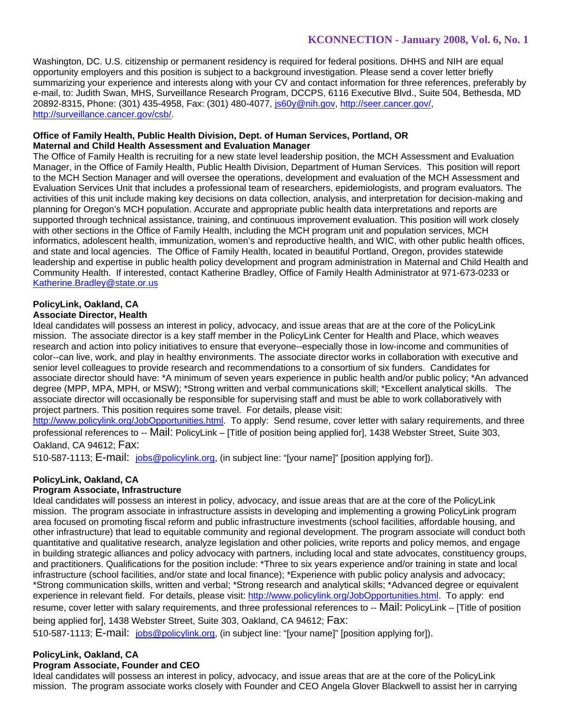Washington, DC. U.S. citizenship or permanent residency is required for federal positions. DHHS and NIH are equal opportunity employers and this position is subject to a background investigation. Please send a cover letter briefly summarizing your experience and interests along with your CV and contact information for three references, preferably by e-mail, to: Judith Swan, MHS, Surveillance Research Program, DCCPS, 6116 Executive Blvd., Suite 504, Bethesda, MD 20892-8315, Phone: (301) 435-4958, Fax: (301) 480-4077, js60y@nih.gov, http://seer.cancer.gov/, http://surveillance.cancer.gov/csb/.

**Office of Family Health, Public Health Division, Dept. of Human Services, Portland, OR**
**Maternal and Child Health Assessment and Evaluation Manager**

The Office of Family Health is recruiting for a new state level leadership position, the MCH Assessment and Evaluation Manager, in the Office of Family Health, Public Health Division, Department of Human Services. This position will report to the MCH Section Manager and will oversee the operations, development and evaluation of the MCH Assessment and Evaluation Services Unit that includes a professional team of researchers, epidemiologists, and program evaluators. The activities of this unit include making key decisions on data collection, analysis, and interpretation for decision-making and planning for Oregon's MCH population. Accurate and appropriate public health data interpretations and reports are supported through technical assistance, training, and continuous improvement evaluation. This position will work closely with other sections in the Office of Family Health, including the MCH program unit and population services, MCH informatics, adolescent health, immunization, women's and reproductive health, and WIC, with other public health offices, and state and local agencies. The Office of Family Health, located in beautiful Portland, Oregon, provides statewide leadership and expertise in public health policy development and program administration in Maternal and Child Health and Community Health. If interested, contact Katherine Bradley, Office of Family Health Administrator at 971-673-0233 or Katherine.Bradley@state.or.us

**PolicyLink, Oakland, CA**
**Associate Director, Health**

Ideal candidates will possess an interest in policy, advocacy, and issue areas that are at the core of the PolicyLink mission. The associate director is a key staff member in the PolicyLink Center for Health and Place, which weaves research and action into policy initiatives to ensure that everyone--especially those in low-income and communities of color--can live, work, and play in healthy environments. The associate director works in collaboration with executive and senior level colleagues to provide research and recommendations to a consortium of six funders. Candidates for associate director should have: *A minimum of seven years experience in public health and/or public policy; *An advanced degree (MPP, MPA, MPH, or MSW); *Strong written and verbal communications skill; *Excellent analytical skills. The associate director will occasionally be responsible for supervising staff and must be able to work collaboratively with project partners. This position requires some travel. For details, please visit: http://www.policylink.org/JobOpportunities.html. To apply: Send resume, cover letter with salary requirements, and three professional references to -- Mail: PolicyLink – [Title of position being applied for], 1438 Webster Street, Suite 303, Oakland, CA 94612; Fax: 510-587-1113; E-mail: jobs@policylink.org, (in subject line: "[your name]" [position applying for]).

**PolicyLink, Oakland, CA**
**Program Associate, Infrastructure**

Ideal candidates will possess an interest in policy, advocacy, and issue areas that are at the core of the PolicyLink mission. The program associate in infrastructure assists in developing and implementing a growing PolicyLink program area focused on promoting fiscal reform and public infrastructure investments (school facilities, affordable housing, and other infrastructure) that lead to equitable community and regional development. The program associate will conduct both quantitative and qualitative research, analyze legislation and other policies, write reports and policy memos, and engage in building strategic alliances and policy advocacy with partners, including local and state advocates, constituency groups, and practitioners. Qualifications for the position include: *Three to six years experience and/or training in state and local infrastructure (school facilities, and/or state and local finance); *Experience with public policy analysis and advocacy; *Strong communication skills, written and verbal; *Strong research and analytical skills; *Advanced degree or equivalent experience in relevant field. For details, please visit: http://www.policylink.org/JobOpportunities.html. To apply: end resume, cover letter with salary requirements, and three professional references to -- Mail: PolicyLink – [Title of position being applied for], 1438 Webster Street, Suite 303, Oakland, CA 94612; Fax: 510-587-1113; E-mail: jobs@policylink.org, (in subject line: "[your name]" [position applying for]).

**PolicyLink, Oakland, CA**
**Program Associate, Founder and CEO**

Ideal candidates will possess an interest in policy, advocacy, and issue areas that are at the core of the PolicyLink mission. The program associate works closely with Founder and CEO Angela Glover Blackwell to assist her in carrying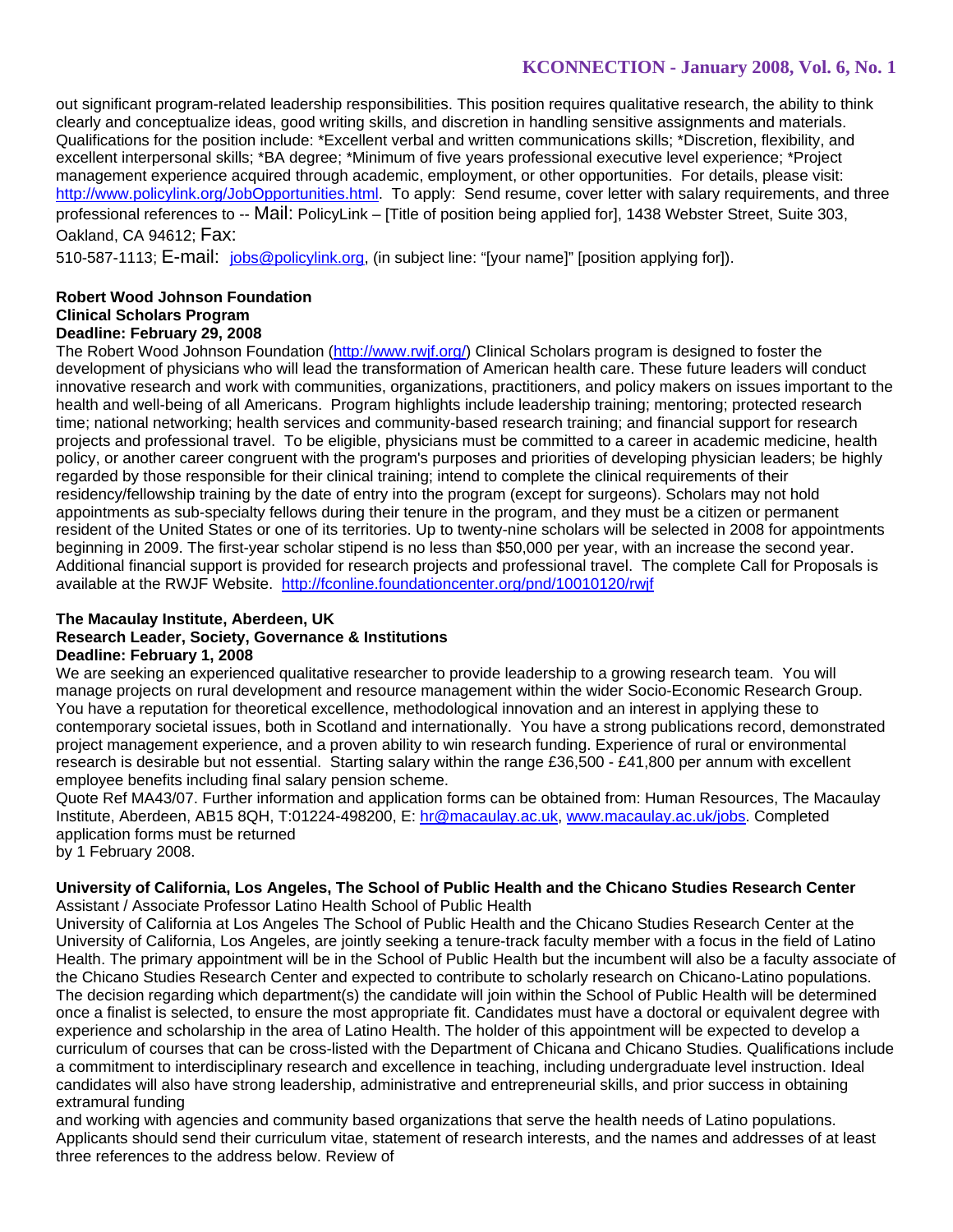out significant program-related leadership responsibilities. This position requires qualitative research, the ability to think clearly and conceptualize ideas, good writing skills, and discretion in handling sensitive assignments and materials. Qualifications for the position include: *Excellent verbal and written communications skills; *Discretion, flexibility, and excellent interpersonal skills; *BA degree; *Minimum of five years professional executive level experience; *Project management experience acquired through academic, employment, or other opportunities. For details, please visit: http://www.policylink.org/JobOpportunities.html. To apply: Send resume, cover letter with salary requirements, and three professional references to -- Mail: PolicyLink – [Title of position being applied for], 1438 Webster Street, Suite 303, Oakland, CA 94612; Fax: 510-587-1113; E-mail: jobs@policylink.org, (in subject line: "[your name]" [position applying for]).

**Robert Wood Johnson Foundation**
**Clinical Scholars Program**
**Deadline: February 29, 2008**

The Robert Wood Johnson Foundation (http://www.rwjf.org/) Clinical Scholars program is designed to foster the development of physicians who will lead the transformation of American health care. These future leaders will conduct innovative research and work with communities, organizations, practitioners, and policy makers on issues important to the health and well-being of all Americans. Program highlights include leadership training; mentoring; protected research time; national networking; health services and community-based research training; and financial support for research projects and professional travel. To be eligible, physicians must be committed to a career in academic medicine, health policy, or another career congruent with the program's purposes and priorities of developing physician leaders; be highly regarded by those responsible for their clinical training; intend to complete the clinical requirements of their residency/fellowship training by the date of entry into the program (except for surgeons). Scholars may not hold appointments as sub-specialty fellows during their tenure in the program, and they must be a citizen or permanent resident of the United States or one of its territories. Up to twenty-nine scholars will be selected in 2008 for appointments beginning in 2009. The first-year scholar stipend is no less than $50,000 per year, with an increase the second year. Additional financial support is provided for research projects and professional travel. The complete Call for Proposals is available at the RWJF Website. http://fconline.foundationcenter.org/pnd/10010120/rwjf

**The Macaulay Institute, Aberdeen, UK**
**Research Leader, Society, Governance & Institutions**
**Deadline: February 1, 2008**

We are seeking an experienced qualitative researcher to provide leadership to a growing research team. You will manage projects on rural development and resource management within the wider Socio-Economic Research Group. You have a reputation for theoretical excellence, methodological innovation and an interest in applying these to contemporary societal issues, both in Scotland and internationally. You have a strong publications record, demonstrated project management experience, and a proven ability to win research funding. Experience of rural or environmental research is desirable but not essential. Starting salary within the range £36,500 - £41,800 per annum with excellent employee benefits including final salary pension scheme.

Quote Ref MA43/07. Further information and application forms can be obtained from: Human Resources, The Macaulay Institute, Aberdeen, AB15 8QH, T:01224-498200, E: hr@macaulay.ac.uk, www.macaulay.ac.uk/jobs. Completed application forms must be returned by 1 February 2008.

**University of California, Los Angeles, The School of Public Health and the Chicano Studies Research Center**
Assistant / Associate Professor Latino Health School of Public Health

University of California at Los Angeles The School of Public Health and the Chicano Studies Research Center at the University of California, Los Angeles, are jointly seeking a tenure-track faculty member with a focus in the field of Latino Health. The primary appointment will be in the School of Public Health but the incumbent will also be a faculty associate of the Chicano Studies Research Center and expected to contribute to scholarly research on Chicano-Latino populations. The decision regarding which department(s) the candidate will join within the School of Public Health will be determined once a finalist is selected, to ensure the most appropriate fit. Candidates must have a doctoral or equivalent degree with experience and scholarship in the area of Latino Health. The holder of this appointment will be expected to develop a curriculum of courses that can be cross-listed with the Department of Chicana and Chicano Studies. Qualifications include a commitment to interdisciplinary research and excellence in teaching, including undergraduate level instruction. Ideal candidates will also have strong leadership, administrative and entrepreneurial skills, and prior success in obtaining extramural funding and working with agencies and community based organizations that serve the health needs of Latino populations. Applicants should send their curriculum vitae, statement of research interests, and the names and addresses of at least three references to the address below. Review of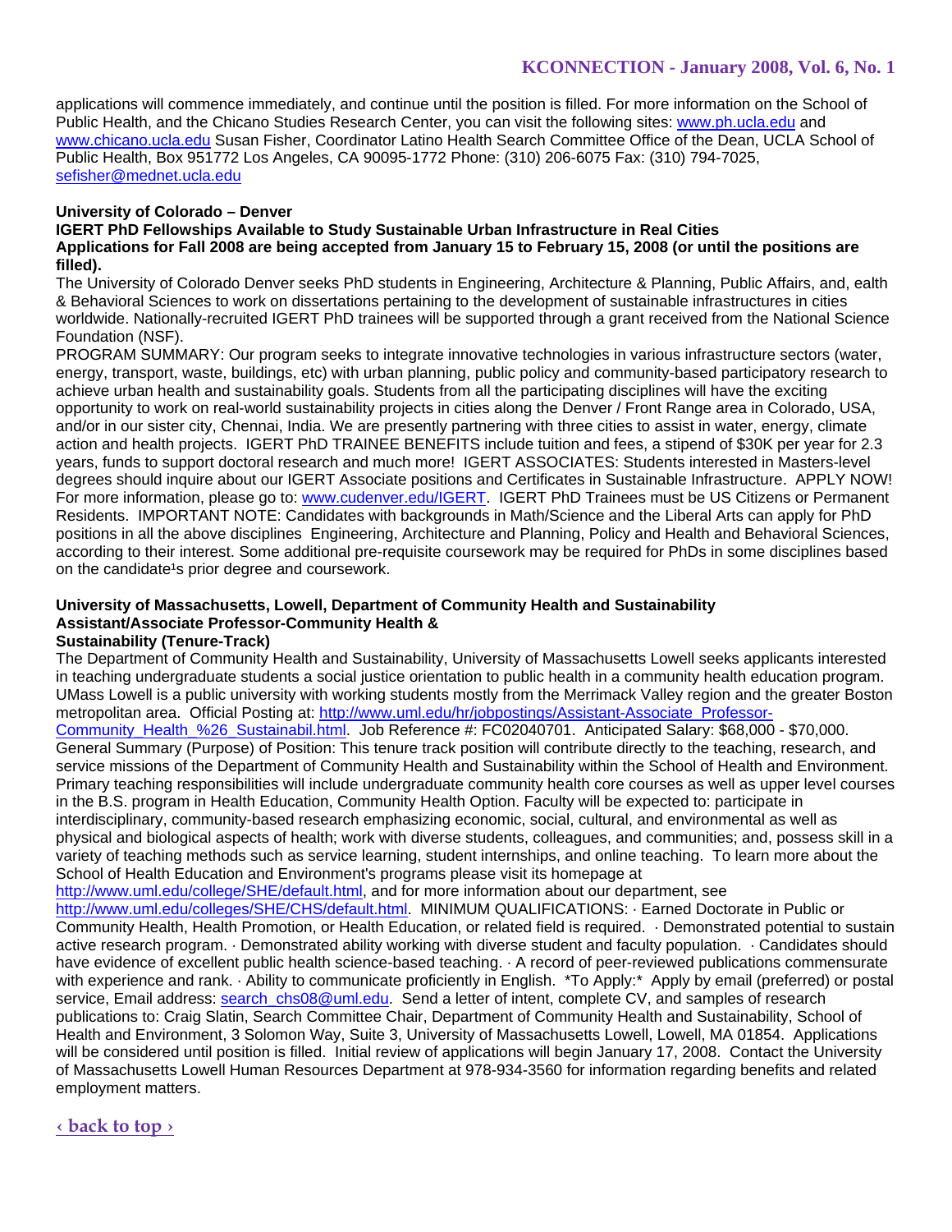applications will commence immediately, and continue until the position is filled. For more information on the School of Public Health, and the Chicano Studies Research Center, you can visit the following sites: www.ph.ucla.edu and www.chicano.ucla.edu Susan Fisher, Coordinator Latino Health Search Committee Office of the Dean, UCLA School of Public Health, Box 951772 Los Angeles, CA 90095-1772 Phone: (310) 206-6075 Fax: (310) 794-7025, sefisher@mednet.ucla.edu

**University of Colorado – Denver**
**IGERT PhD Fellowships Available to Study Sustainable Urban Infrastructure in Real Cities**
**Applications for Fall 2008 are being accepted from January 15 to February 15, 2008 (or until the positions are filled).**

The University of Colorado Denver seeks PhD students in Engineering, Architecture & Planning, Public Affairs, and, ealth & Behavioral Sciences to work on dissertations pertaining to the development of sustainable infrastructures in cities worldwide. Nationally-recruited IGERT PhD trainees will be supported through a grant received from the National Science Foundation (NSF).

PROGRAM SUMMARY: Our program seeks to integrate innovative technologies in various infrastructure sectors (water, energy, transport, waste, buildings, etc) with urban planning, public policy and community-based participatory research to achieve urban health and sustainability goals. Students from all the participating disciplines will have the exciting opportunity to work on real-world sustainability projects in cities along the Denver / Front Range area in Colorado, USA, and/or in our sister city, Chennai, India. We are presently partnering with three cities to assist in water, energy, climate action and health projects. IGERT PhD TRAINEE BENEFITS include tuition and fees, a stipend of $30K per year for 2.3 years, funds to support doctoral research and much more! IGERT ASSOCIATES: Students interested in Masters-level degrees should inquire about our IGERT Associate positions and Certificates in Sustainable Infrastructure. APPLY NOW! For more information, please go to: www.cudenver.edu/IGERT. IGERT PhD Trainees must be US Citizens or Permanent Residents. IMPORTANT NOTE: Candidates with backgrounds in Math/Science and the Liberal Arts can apply for PhD positions in all the above disciplines Engineering, Architecture and Planning, Policy and Health and Behavioral Sciences, according to their interest. Some additional pre-requisite coursework may be required for PhDs in some disciplines based on the candidate¹s prior degree and coursework.

**University of Massachusetts, Lowell, Department of Community Health and Sustainability**
**Assistant/Associate Professor-Community Health &**
**Sustainability (Tenure-Track)**

The Department of Community Health and Sustainability, University of Massachusetts Lowell seeks applicants interested in teaching undergraduate students a social justice orientation to public health in a community health education program. UMass Lowell is a public university with working students mostly from the Merrimack Valley region and the greater Boston metropolitan area. Official Posting at: http://www.uml.edu/hr/jobpostings/Assistant-Associate_Professor-Community_Health_%26_Sustainabil.html. Job Reference #: FC02040701. Anticipated Salary: $68,000 - $70,000. General Summary (Purpose) of Position: This tenure track position will contribute directly to the teaching, research, and service missions of the Department of Community Health and Sustainability within the School of Health and Environment. Primary teaching responsibilities will include undergraduate community health core courses as well as upper level courses in the B.S. program in Health Education, Community Health Option. Faculty will be expected to: participate in interdisciplinary, community-based research emphasizing economic, social, cultural, and environmental as well as physical and biological aspects of health; work with diverse students, colleagues, and communities; and, possess skill in a variety of teaching methods such as service learning, student internships, and online teaching. To learn more about the School of Health Education and Environment's programs please visit its homepage at http://www.uml.edu/college/SHE/default.html, and for more information about our department, see http://www.uml.edu/colleges/SHE/CHS/default.html. MINIMUM QUALIFICATIONS: · Earned Doctorate in Public or Community Health, Health Promotion, or Health Education, or related field is required. · Demonstrated potential to sustain active research program. · Demonstrated ability working with diverse student and faculty population. · Candidates should have evidence of excellent public health science-based teaching. · A record of peer-reviewed publications commensurate with experience and rank. · Ability to communicate proficiently in English. *To Apply:* Apply by email (preferred) or postal service, Email address: search_chs08@uml.edu. Send a letter of intent, complete CV, and samples of research publications to: Craig Slatin, Search Committee Chair, Department of Community Health and Sustainability, School of Health and Environment, 3 Solomon Way, Suite 3, University of Massachusetts Lowell, Lowell, MA 01854. Applications will be considered until position is filled. Initial review of applications will begin January 17, 2008. Contact the University of Massachusetts Lowell Human Resources Department at 978-934-3560 for information regarding benefits and related employment matters.

‹ back to top ›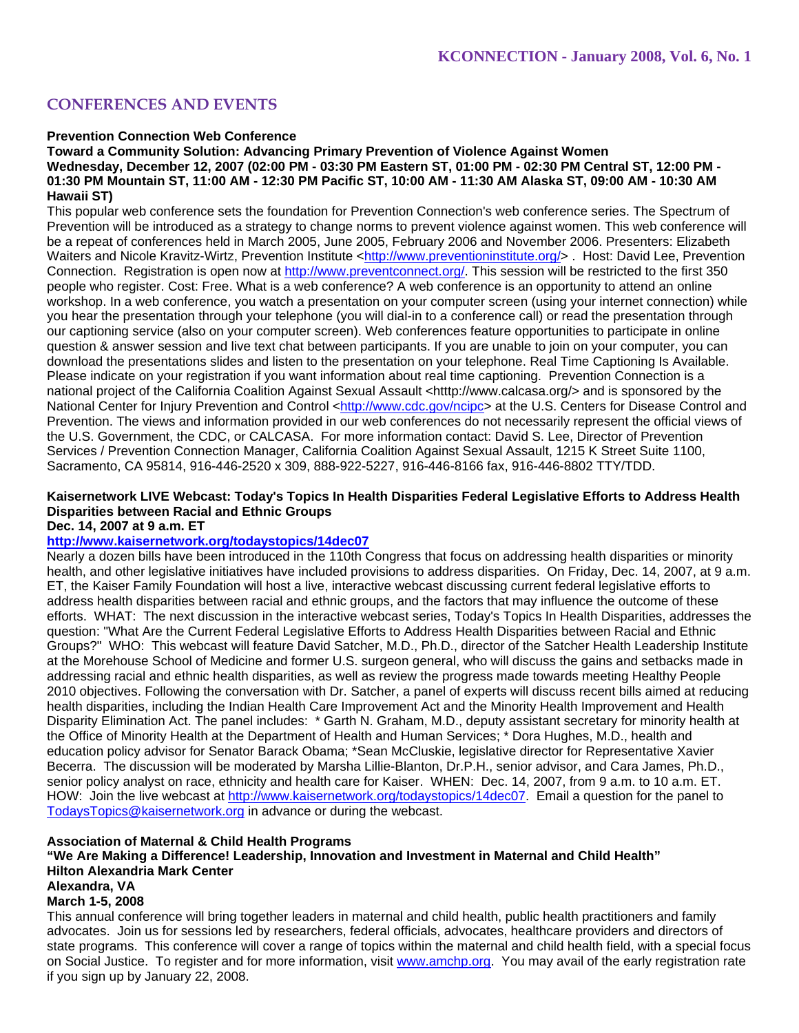## CONFERENCES AND EVENTS

**Prevention Connection Web Conference**
**Toward a Community Solution: Advancing Primary Prevention of Violence Against Women**
**Wednesday, December 12, 2007 (02:00 PM - 03:30 PM Eastern ST, 01:00 PM - 02:30 PM Central ST, 12:00 PM - 01:30 PM Mountain ST, 11:00 AM - 12:30 PM Pacific ST, 10:00 AM - 11:30 AM Alaska ST, 09:00 AM - 10:30 AM Hawaii ST)**

This popular web conference sets the foundation for Prevention Connection's web conference series. The Spectrum of Prevention will be introduced as a strategy to change norms to prevent violence against women. This web conference will be a repeat of conferences held in March 2005, June 2005, February 2006 and November 2006. Presenters: Elizabeth Waiters and Nicole Kravitz-Wirtz, Prevention Institute <http://www.preventioninstitute.org/> . Host: David Lee, Prevention Connection. Registration is open now at http://www.preventconnect.org/. This session will be restricted to the first 350 people who register. Cost: Free. What is a web conference? A web conference is an opportunity to attend an online workshop. In a web conference, you watch a presentation on your computer screen (using your internet connection) while you hear the presentation through your telephone (you will dial-in to a conference call) or read the presentation through our captioning service (also on your computer screen). Web conferences feature opportunities to participate in online question & answer session and live text chat between participants. If you are unable to join on your computer, you can download the presentations slides and listen to the presentation on your telephone. Real Time Captioning Is Available. Please indicate on your registration if you want information about real time captioning. Prevention Connection is a national project of the California Coalition Against Sexual Assault <htttp://www.calcasa.org/> and is sponsored by the National Center for Injury Prevention and Control <http://www.cdc.gov/ncipc> at the U.S. Centers for Disease Control and Prevention. The views and information provided in our web conferences do not necessarily represent the official views of the U.S. Government, the CDC, or CALCASA. For more information contact: David S. Lee, Director of Prevention Services / Prevention Connection Manager, California Coalition Against Sexual Assault, 1215 K Street Suite 1100, Sacramento, CA 95814, 916-446-2520 x 309, 888-922-5227, 916-446-8166 fax, 916-446-8802 TTY/TDD.

**Kaisernetwork LIVE Webcast: Today's Topics In Health Disparities Federal Legislative Efforts to Address Health Disparities between Racial and Ethnic Groups**
**Dec. 14, 2007 at 9 a.m. ET**
**http://www.kaisernetwork.org/todaystopics/14dec07**

Nearly a dozen bills have been introduced in the 110th Congress that focus on addressing health disparities or minority health, and other legislative initiatives have included provisions to address disparities. On Friday, Dec. 14, 2007, at 9 a.m. ET, the Kaiser Family Foundation will host a live, interactive webcast discussing current federal legislative efforts to address health disparities between racial and ethnic groups, and the factors that may influence the outcome of these efforts. WHAT: The next discussion in the interactive webcast series, Today's Topics In Health Disparities, addresses the question: "What Are the Current Federal Legislative Efforts to Address Health Disparities between Racial and Ethnic Groups?" WHO: This webcast will feature David Satcher, M.D., Ph.D., director of the Satcher Health Leadership Institute at the Morehouse School of Medicine and former U.S. surgeon general, who will discuss the gains and setbacks made in addressing racial and ethnic health disparities, as well as review the progress made towards meeting Healthy People 2010 objectives. Following the conversation with Dr. Satcher, a panel of experts will discuss recent bills aimed at reducing health disparities, including the Indian Health Care Improvement Act and the Minority Health Improvement and Health Disparity Elimination Act. The panel includes: * Garth N. Graham, M.D., deputy assistant secretary for minority health at the Office of Minority Health at the Department of Health and Human Services; * Dora Hughes, M.D., health and education policy advisor for Senator Barack Obama; *Sean McCluskie, legislative director for Representative Xavier Becerra. The discussion will be moderated by Marsha Lillie-Blanton, Dr.P.H., senior advisor, and Cara James, Ph.D., senior policy analyst on race, ethnicity and health care for Kaiser. WHEN: Dec. 14, 2007, from 9 a.m. to 10 a.m. ET. HOW: Join the live webcast at http://www.kaisernetwork.org/todaystopics/14dec07. Email a question for the panel to TodaysTopics@kaisernetwork.org in advance or during the webcast.

**Association of Maternal & Child Health Programs**
**"We Are Making a Difference! Leadership, Innovation and Investment in Maternal and Child Health"**
**Hilton Alexandria Mark Center**
**Alexandra, VA**
**March 1-5, 2008**

This annual conference will bring together leaders in maternal and child health, public health practitioners and family advocates. Join us for sessions led by researchers, federal officials, advocates, healthcare providers and directors of state programs. This conference will cover a range of topics within the maternal and child health field, with a special focus on Social Justice. To register and for more information, visit www.amchp.org. You may avail of the early registration rate if you sign up by January 22, 2008.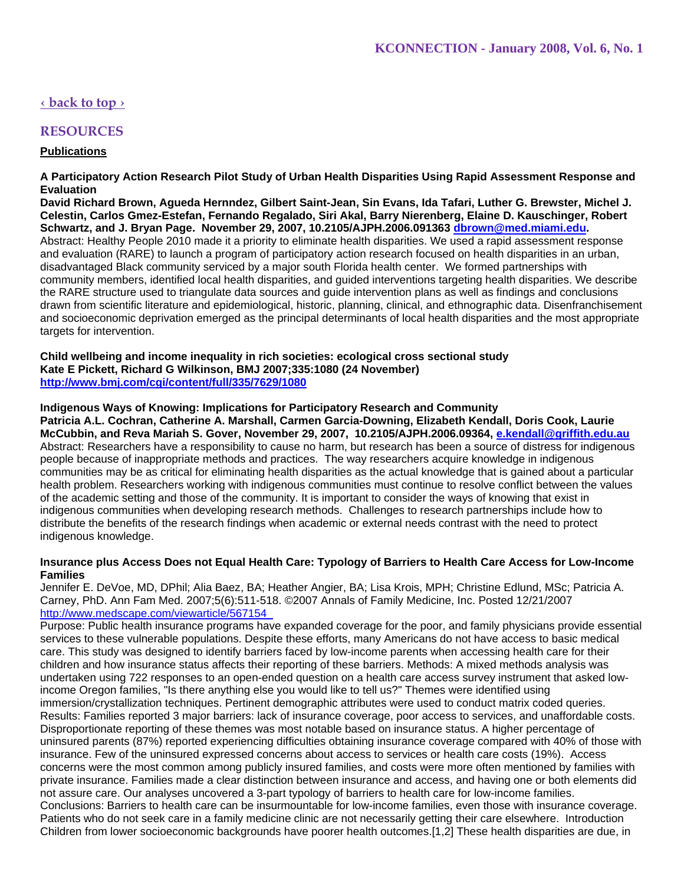[‹ back to top ›](#)

## RESOURCES

**Publications**

**A Participatory Action Research Pilot Study of Urban Health Disparities Using Rapid Assessment Response and Evaluation**
**David Richard Brown, Agueda Hernndez, Gilbert Saint-Jean, Sin Evans, Ida Tafari, Luther G. Brewster, Michel J. Celestin, Carlos Gmez-Estefan, Fernando Regalado, Siri Akal, Barry Nierenberg, Elaine D. Kauschinger, Robert Schwartz, and J. Bryan Page. November 29, 2007, 10.2105/AJPH.2006.091363 [dbrown@med.miami.edu](mailto:dbrown@med.miami.edu).**
Abstract: Healthy People 2010 made it a priority to eliminate health disparities. We used a rapid assessment response and evaluation (RARE) to launch a program of participatory action research focused on health disparities in an urban, disadvantaged Black community serviced by a major south Florida health center. We formed partnerships with community members, identified local health disparities, and guided interventions targeting health disparities. We describe the RARE structure used to triangulate data sources and guide intervention plans as well as findings and conclusions drawn from scientific literature and epidemiological, historic, planning, clinical, and ethnographic data. Disenfranchisement and socioeconomic deprivation emerged as the principal determinants of local health disparities and the most appropriate targets for intervention.

**Child wellbeing and income inequality in rich societies: ecological cross sectional study**
**Kate E Pickett, Richard G Wilkinson, BMJ 2007;335:1080 (24 November)**
**[http://www.bmj.com/cgi/content/full/335/7629/1080](http://www.bmj.com/cgi/content/full/335/7629/1080)**

**Indigenous Ways of Knowing: Implications for Participatory Research and Community**
**Patricia A.L. Cochran, Catherine A. Marshall, Carmen Garcia-Downing, Elizabeth Kendall, Doris Cook, Laurie McCubbin, and Reva Mariah S. Gover, November 29, 2007, 10.2105/AJPH.2006.09364, [e.kendall@griffith.edu.au](mailto:e.kendall@griffith.edu.au)**
Abstract: Researchers have a responsibility to cause no harm, but research has been a source of distress for indigenous people because of inappropriate methods and practices. The way researchers acquire knowledge in indigenous communities may be as critical for eliminating health disparities as the actual knowledge that is gained about a particular health problem. Researchers working with indigenous communities must continue to resolve conflict between the values of the academic setting and those of the community. It is important to consider the ways of knowing that exist in indigenous communities when developing research methods. Challenges to research partnerships include how to distribute the benefits of the research findings when academic or external needs contrast with the need to protect indigenous knowledge.

**Insurance plus Access Does not Equal Health Care: Typology of Barriers to Health Care Access for Low-Income Families**
Jennifer E. DeVoe, MD, DPhil; Alia Baez, BA; Heather Angier, BA; Lisa Krois, MPH; Christine Edlund, MSc; Patricia A. Carney, PhD. Ann Fam Med. 2007;5(6):511-518. ©2007 Annals of Family Medicine, Inc. Posted 12/21/2007
[http://www.medscape.com/viewarticle/567154](http://www.medscape.com/viewarticle/567154)
Purpose: Public health insurance programs have expanded coverage for the poor, and family physicians provide essential services to these vulnerable populations. Despite these efforts, many Americans do not have access to basic medical care. This study was designed to identify barriers faced by low-income parents when accessing health care for their children and how insurance status affects their reporting of these barriers. Methods: A mixed methods analysis was undertaken using 722 responses to an open-ended question on a health care access survey instrument that asked low-income Oregon families, "Is there anything else you would like to tell us?" Themes were identified using immersion/crystallization techniques. Pertinent demographic attributes were used to conduct matrix coded queries. Results: Families reported 3 major barriers: lack of insurance coverage, poor access to services, and unaffordable costs. Disproportionate reporting of these themes was most notable based on insurance status. A higher percentage of uninsured parents (87%) reported experiencing difficulties obtaining insurance coverage compared with 40% of those with insurance. Few of the uninsured expressed concerns about access to services or health care costs (19%). Access concerns were the most common among publicly insured families, and costs were more often mentioned by families with private insurance. Families made a clear distinction between insurance and access, and having one or both elements did not assure care. Our analyses uncovered a 3-part typology of barriers to health care for low-income families. Conclusions: Barriers to health care can be insurmountable for low-income families, even those with insurance coverage. Patients who do not seek care in a family medicine clinic are not necessarily getting their care elsewhere. Introduction Children from lower socioeconomic backgrounds have poorer health outcomes.[1,2] These health disparities are due, in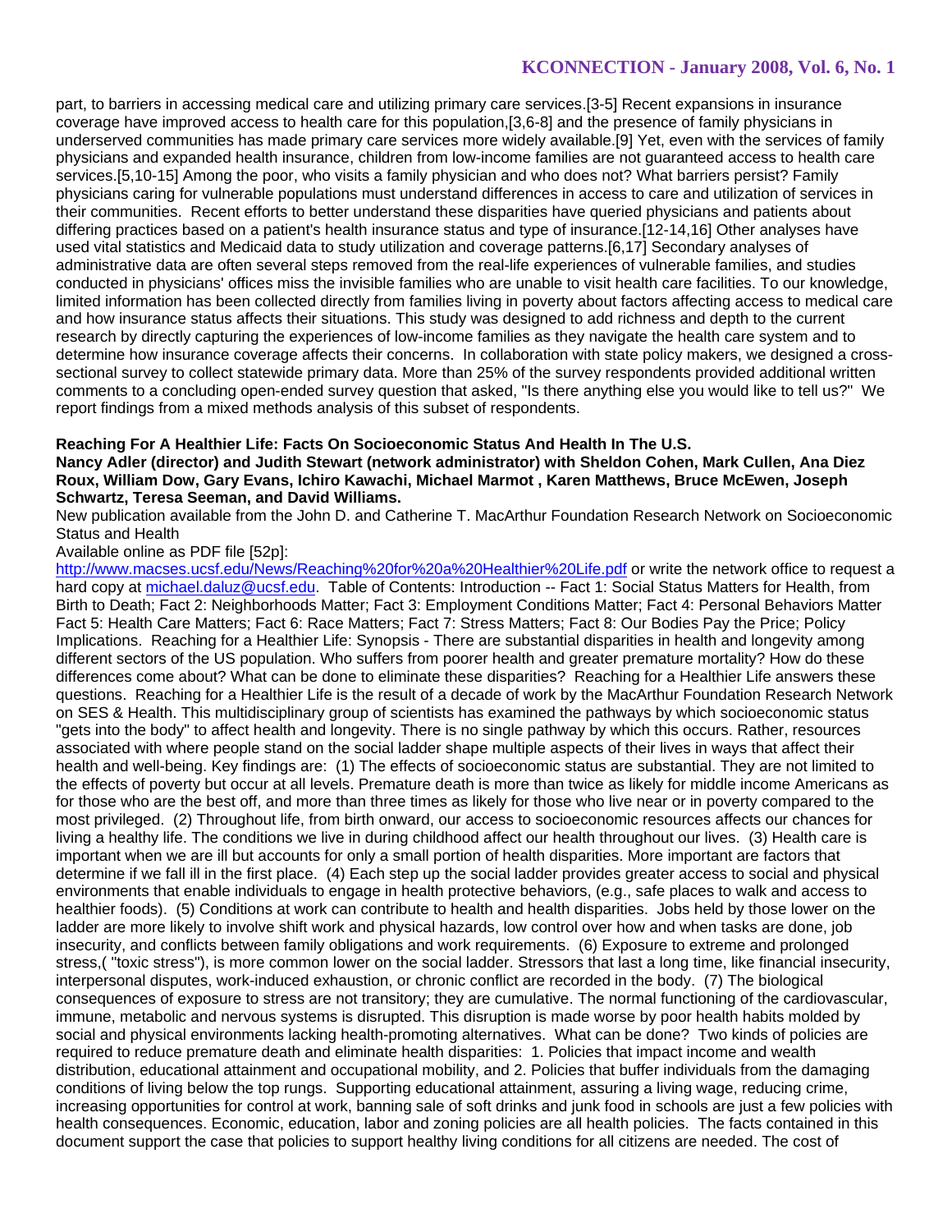part, to barriers in accessing medical care and utilizing primary care services.[3-5] Recent expansions in insurance coverage have improved access to health care for this population,[3,6-8] and the presence of family physicians in underserved communities has made primary care services more widely available.[9] Yet, even with the services of family physicians and expanded health insurance, children from low-income families are not guaranteed access to health care services.[5,10-15] Among the poor, who visits a family physician and who does not? What barriers persist? Family physicians caring for vulnerable populations must understand differences in access to care and utilization of services in their communities. Recent efforts to better understand these disparities have queried physicians and patients about differing practices based on a patient's health insurance status and type of insurance.[12-14,16] Other analyses have used vital statistics and Medicaid data to study utilization and coverage patterns.[6,17] Secondary analyses of administrative data are often several steps removed from the real-life experiences of vulnerable families, and studies conducted in physicians' offices miss the invisible families who are unable to visit health care facilities. To our knowledge, limited information has been collected directly from families living in poverty about factors affecting access to medical care and how insurance status affects their situations. This study was designed to add richness and depth to the current research by directly capturing the experiences of low-income families as they navigate the health care system and to determine how insurance coverage affects their concerns. In collaboration with state policy makers, we designed a cross-sectional survey to collect statewide primary data. More than 25% of the survey respondents provided additional written comments to a concluding open-ended survey question that asked, "Is there anything else you would like to tell us?" We report findings from a mixed methods analysis of this subset of respondents.

**Reaching For A Healthier Life: Facts On Socioeconomic Status And Health In The U.S.**
**Nancy Adler (director) and Judith Stewart (network administrator) with Sheldon Cohen, Mark Cullen, Ana Diez Roux, William Dow, Gary Evans, Ichiro Kawachi, Michael Marmot , Karen Matthews, Bruce McEwen, Joseph Schwartz, Teresa Seeman, and David Williams.**

New publication available from the John D. and Catherine T. MacArthur Foundation Research Network on Socioeconomic Status and Health

Available online as PDF file [52p]:
http://www.macses.ucsf.edu/News/Reaching%20for%20a%20Healthier%20Life.pdf or write the network office to request a hard copy at michael.daluz@ucsf.edu. Table of Contents: Introduction -- Fact 1: Social Status Matters for Health, from Birth to Death; Fact 2: Neighborhoods Matter; Fact 3: Employment Conditions Matter; Fact 4: Personal Behaviors Matter Fact 5: Health Care Matters; Fact 6: Race Matters; Fact 7: Stress Matters; Fact 8: Our Bodies Pay the Price; Policy Implications. Reaching for a Healthier Life: Synopsis - There are substantial disparities in health and longevity among different sectors of the US population. Who suffers from poorer health and greater premature mortality? How do these differences come about? What can be done to eliminate these disparities? Reaching for a Healthier Life answers these questions. Reaching for a Healthier Life is the result of a decade of work by the MacArthur Foundation Research Network on SES & Health. This multidisciplinary group of scientists has examined the pathways by which socioeconomic status "gets into the body" to affect health and longevity. There is no single pathway by which this occurs. Rather, resources associated with where people stand on the social ladder shape multiple aspects of their lives in ways that affect their health and well-being. Key findings are: (1) The effects of socioeconomic status are substantial. They are not limited to the effects of poverty but occur at all levels. Premature death is more than twice as likely for middle income Americans as for those who are the best off, and more than three times as likely for those who live near or in poverty compared to the most privileged. (2) Throughout life, from birth onward, our access to socioeconomic resources affects our chances for living a healthy life. The conditions we live in during childhood affect our health throughout our lives. (3) Health care is important when we are ill but accounts for only a small portion of health disparities. More important are factors that determine if we fall ill in the first place. (4) Each step up the social ladder provides greater access to social and physical environments that enable individuals to engage in health protective behaviors, (e.g., safe places to walk and access to healthier foods). (5) Conditions at work can contribute to health and health disparities. Jobs held by those lower on the ladder are more likely to involve shift work and physical hazards, low control over how and when tasks are done, job insecurity, and conflicts between family obligations and work requirements. (6) Exposure to extreme and prolonged stress,( "toxic stress"), is more common lower on the social ladder. Stressors that last a long time, like financial insecurity, interpersonal disputes, work-induced exhaustion, or chronic conflict are recorded in the body. (7) The biological consequences of exposure to stress are not transitory; they are cumulative. The normal functioning of the cardiovascular, immune, metabolic and nervous systems is disrupted. This disruption is made worse by poor health habits molded by social and physical environments lacking health-promoting alternatives. What can be done? Two kinds of policies are required to reduce premature death and eliminate health disparities: 1. Policies that impact income and wealth distribution, educational attainment and occupational mobility, and 2. Policies that buffer individuals from the damaging conditions of living below the top rungs. Supporting educational attainment, assuring a living wage, reducing crime, increasing opportunities for control at work, banning sale of soft drinks and junk food in schools are just a few policies with health consequences. Economic, education, labor and zoning policies are all health policies. The facts contained in this document support the case that policies to support healthy living conditions for all citizens are needed. The cost of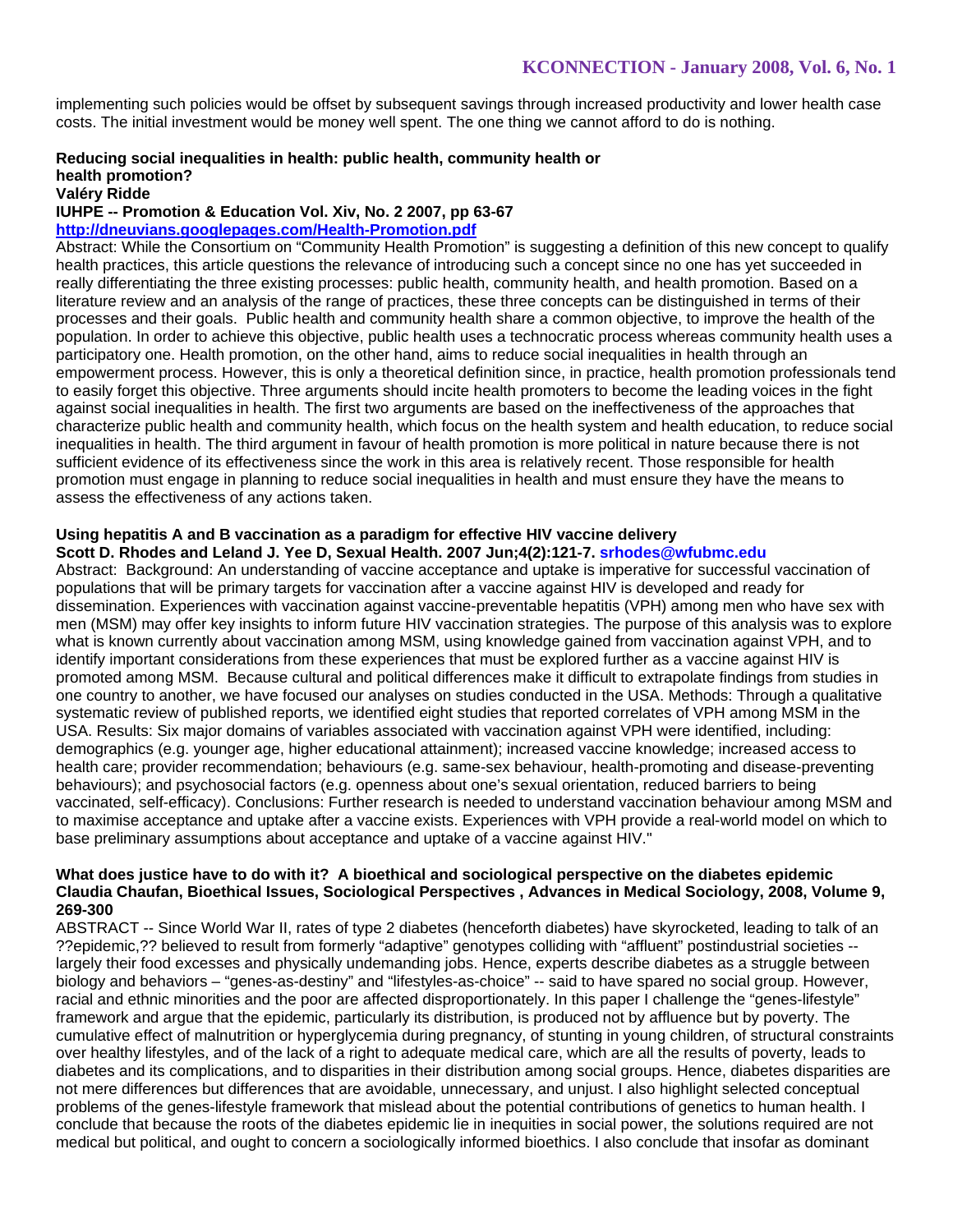implementing such policies would be offset by subsequent savings through increased productivity and lower health case costs. The initial investment would be money well spent. The one thing we cannot afford to do is nothing.

**Reducing social inequalities in health: public health, community health or health promotion?**
**Valéry Ridde**
**IUHPE -- Promotion & Education Vol. Xiv, No. 2 2007, pp 63-67**
**http://dneuvians.googlepages.com/Health-Promotion.pdf**

Abstract: While the Consortium on "Community Health Promotion" is suggesting a definition of this new concept to qualify health practices, this article questions the relevance of introducing such a concept since no one has yet succeeded in really differentiating the three existing processes: public health, community health, and health promotion. Based on a literature review and an analysis of the range of practices, these three concepts can be distinguished in terms of their processes and their goals. Public health and community health share a common objective, to improve the health of the population. In order to achieve this objective, public health uses a technocratic process whereas community health uses a participatory one. Health promotion, on the other hand, aims to reduce social inequalities in health through an empowerment process. However, this is only a theoretical definition since, in practice, health promotion professionals tend to easily forget this objective. Three arguments should incite health promoters to become the leading voices in the fight against social inequalities in health. The first two arguments are based on the ineffectiveness of the approaches that characterize public health and community health, which focus on the health system and health education, to reduce social inequalities in health. The third argument in favour of health promotion is more political in nature because there is not sufficient evidence of its effectiveness since the work in this area is relatively recent. Those responsible for health promotion must engage in planning to reduce social inequalities in health and must ensure they have the means to assess the effectiveness of any actions taken.

**Using hepatitis A and B vaccination as a paradigm for effective HIV vaccine delivery**
**Scott D. Rhodes and Leland J. Yee D, Sexual Health. 2007 Jun;4(2):121-7. srhodes@wfubmc.edu**

Abstract: Background: An understanding of vaccine acceptance and uptake is imperative for successful vaccination of populations that will be primary targets for vaccination after a vaccine against HIV is developed and ready for dissemination. Experiences with vaccination against vaccine-preventable hepatitis (VPH) among men who have sex with men (MSM) may offer key insights to inform future HIV vaccination strategies. The purpose of this analysis was to explore what is known currently about vaccination among MSM, using knowledge gained from vaccination against VPH, and to identify important considerations from these experiences that must be explored further as a vaccine against HIV is promoted among MSM. Because cultural and political differences make it difficult to extrapolate findings from studies in one country to another, we have focused our analyses on studies conducted in the USA. Methods: Through a qualitative systematic review of published reports, we identified eight studies that reported correlates of VPH among MSM in the USA. Results: Six major domains of variables associated with vaccination against VPH were identified, including: demographics (e.g. younger age, higher educational attainment); increased vaccine knowledge; increased access to health care; provider recommendation; behaviours (e.g. same-sex behaviour, health-promoting and disease-preventing behaviours); and psychosocial factors (e.g. openness about one's sexual orientation, reduced barriers to being vaccinated, self-efficacy). Conclusions: Further research is needed to understand vaccination behaviour among MSM and to maximise acceptance and uptake after a vaccine exists. Experiences with VPH provide a real-world model on which to base preliminary assumptions about acceptance and uptake of a vaccine against HIV."

**What does justice have to do with it? A bioethical and sociological perspective on the diabetes epidemic**
**Claudia Chaufan, Bioethical Issues, Sociological Perspectives , Advances in Medical Sociology, 2008, Volume 9, 269-300**

ABSTRACT -- Since World War II, rates of type 2 diabetes (henceforth diabetes) have skyrocketed, leading to talk of an ??epidemic,?? believed to result from formerly "adaptive" genotypes colliding with "affluent" postindustrial societies -- largely their food excesses and physically undemanding jobs. Hence, experts describe diabetes as a struggle between biology and behaviors – "genes-as-destiny" and "lifestyles-as-choice" -- said to have spared no social group. However, racial and ethnic minorities and the poor are affected disproportionately. In this paper I challenge the "genes-lifestyle" framework and argue that the epidemic, particularly its distribution, is produced not by affluence but by poverty. The cumulative effect of malnutrition or hyperglycemia during pregnancy, of stunting in young children, of structural constraints over healthy lifestyles, and of the lack of a right to adequate medical care, which are all the results of poverty, leads to diabetes and its complications, and to disparities in their distribution among social groups. Hence, diabetes disparities are not mere differences but differences that are avoidable, unnecessary, and unjust. I also highlight selected conceptual problems of the genes-lifestyle framework that mislead about the potential contributions of genetics to human health. I conclude that because the roots of the diabetes epidemic lie in inequities in social power, the solutions required are not medical but political, and ought to concern a sociologically informed bioethics. I also conclude that insofar as dominant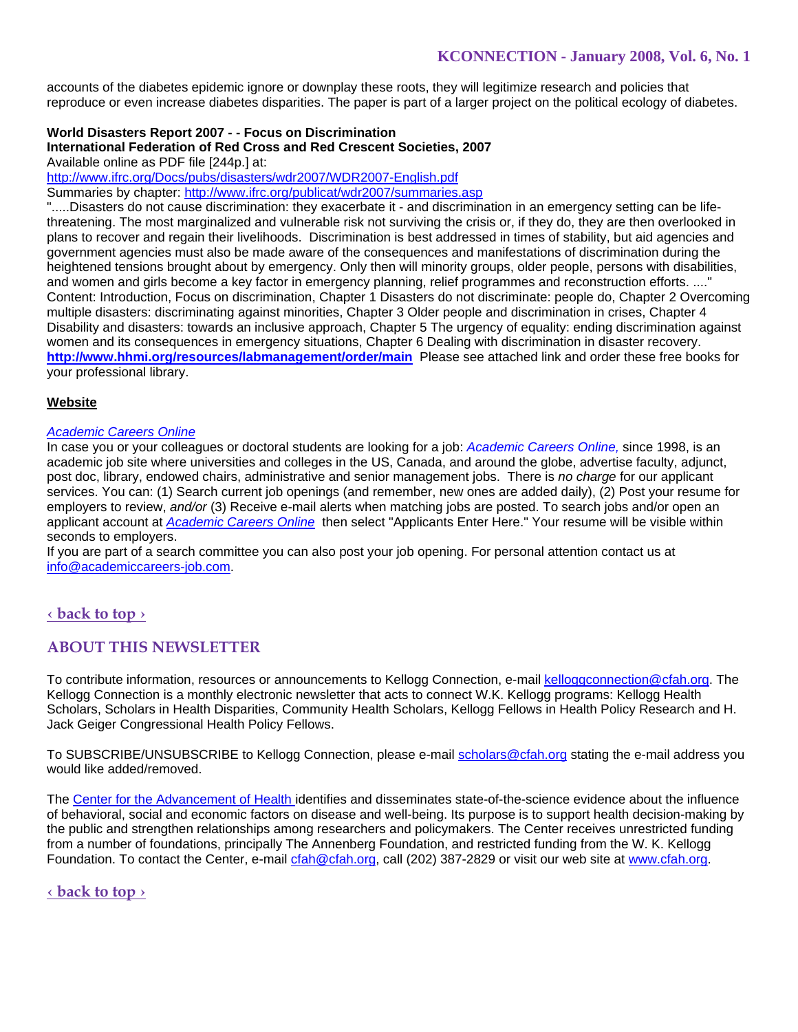accounts of the diabetes epidemic ignore or downplay these roots, they will legitimize research and policies that reproduce or even increase diabetes disparities. The paper is part of a larger project on the political ecology of diabetes.

**World Disasters Report 2007 - - Focus on Discrimination**
**International Federation of Red Cross and Red Crescent Societies, 2007**
Available online as PDF file [244p.] at:
http://www.ifrc.org/Docs/pubs/disasters/wdr2007/WDR2007-English.pdf
Summaries by chapter: http://www.ifrc.org/publicat/wdr2007/summaries.asp
".....Disasters do not cause discrimination: they exacerbate it - and discrimination in an emergency setting can be life-threatening. The most marginalized and vulnerable risk not surviving the crisis or, if they do, they are then overlooked in plans to recover and regain their livelihoods. Discrimination is best addressed in times of stability, but aid agencies and government agencies must also be made aware of the consequences and manifestations of discrimination during the heightened tensions brought about by emergency. Only then will minority groups, older people, persons with disabilities, and women and girls become a key factor in emergency planning, relief programmes and reconstruction efforts. ...."
Content: Introduction, Focus on discrimination, Chapter 1 Disasters do not discriminate: people do, Chapter 2 Overcoming multiple disasters: discriminating against minorities, Chapter 3 Older people and discrimination in crises, Chapter 4 Disability and disasters: towards an inclusive approach, Chapter 5 The urgency of equality: ending discrimination against women and its consequences in emergency situations, Chapter 6 Dealing with discrimination in disaster recovery.
**http://www.hhmi.org/resources/labmanagement/order/main** Please see attached link and order these free books for your professional library.

**Website**

*Academic Careers Online*
In case you or your colleagues or doctoral students are looking for a job: *Academic Careers Online,* since 1998, is an academic job site where universities and colleges in the US, Canada, and around the globe, advertise faculty, adjunct, post doc, library, endowed chairs, administrative and senior management jobs. There is *no charge* for our applicant services. You can: (1) Search current job openings (and remember, new ones are added daily), (2) Post your resume for employers to review, *and/or* (3) Receive e-mail alerts when matching jobs are posted. To search jobs and/or open an applicant account at *Academic Careers Online* then select "Applicants Enter Here." Your resume will be visible within seconds to employers.
If you are part of a search committee you can also post your job opening. For personal attention contact us at info@academiccareers-job.com.

‹ back to top ›

## ABOUT THIS NEWSLETTER

To contribute information, resources or announcements to Kellogg Connection, e-mail kelloggconnection@cfah.org. The Kellogg Connection is a monthly electronic newsletter that acts to connect W.K. Kellogg programs: Kellogg Health Scholars, Scholars in Health Disparities, Community Health Scholars, Kellogg Fellows in Health Policy Research and H. Jack Geiger Congressional Health Policy Fellows.

To SUBSCRIBE/UNSUBSCRIBE to Kellogg Connection, please e-mail scholars@cfah.org stating the e-mail address you would like added/removed.

The Center for the Advancement of Health identifies and disseminates state-of-the-science evidence about the influence of behavioral, social and economic factors on disease and well-being. Its purpose is to support health decision-making by the public and strengthen relationships among researchers and policymakers. The Center receives unrestricted funding from a number of foundations, principally The Annenberg Foundation, and restricted funding from the W. K. Kellogg Foundation. To contact the Center, e-mail cfah@cfah.org, call (202) 387-2829 or visit our web site at www.cfah.org.

‹ back to top ›